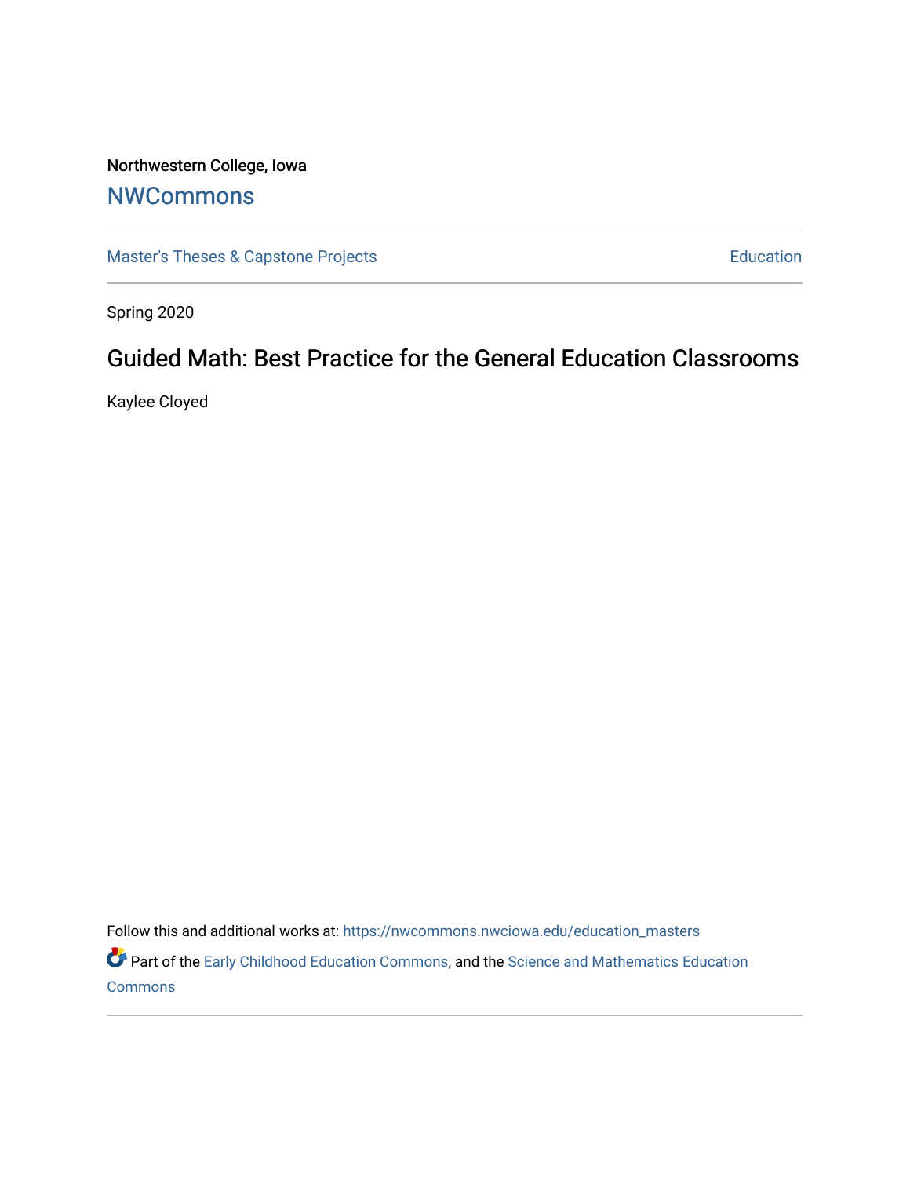Northwestern College, Iowa

# NWCommons

Master's Theses & Capstone Projects

Education

Spring 2020

## Guided Math: Best Practice for the General Education Classrooms

Kaylee Cloyed

Follow this and additional works at: https://nwcommons.nwciowa.edu/education_masters

Part of the Early Childhood Education Commons, and the Science and Mathematics Education Commons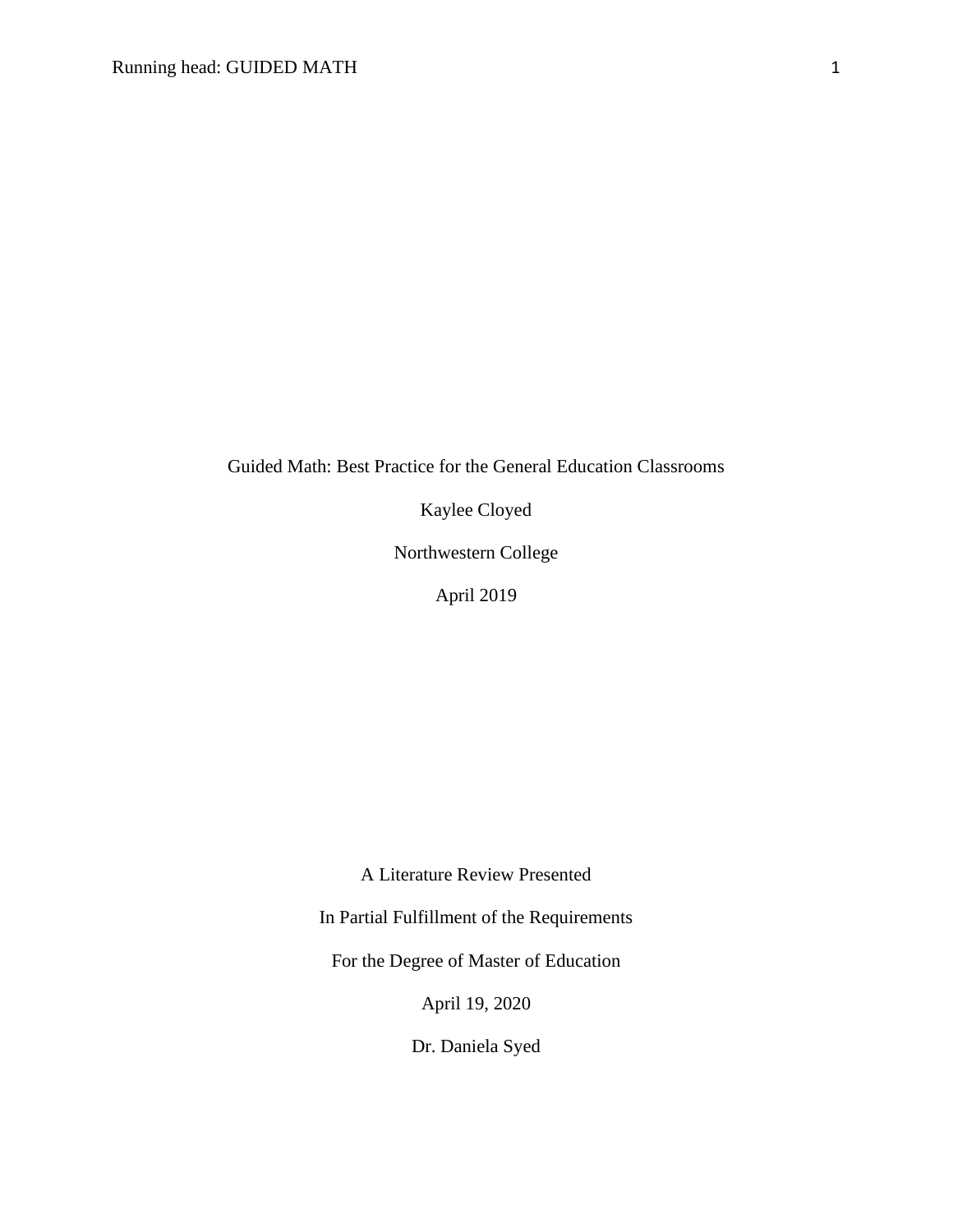Guided Math: Best Practice for the General Education Classrooms

Kaylee Cloyed

Northwestern College

April 2019

A Literature Review Presented

In Partial Fulfillment of the Requirements

For the Degree of Master of Education

April 19, 2020

Dr. Daniela Syed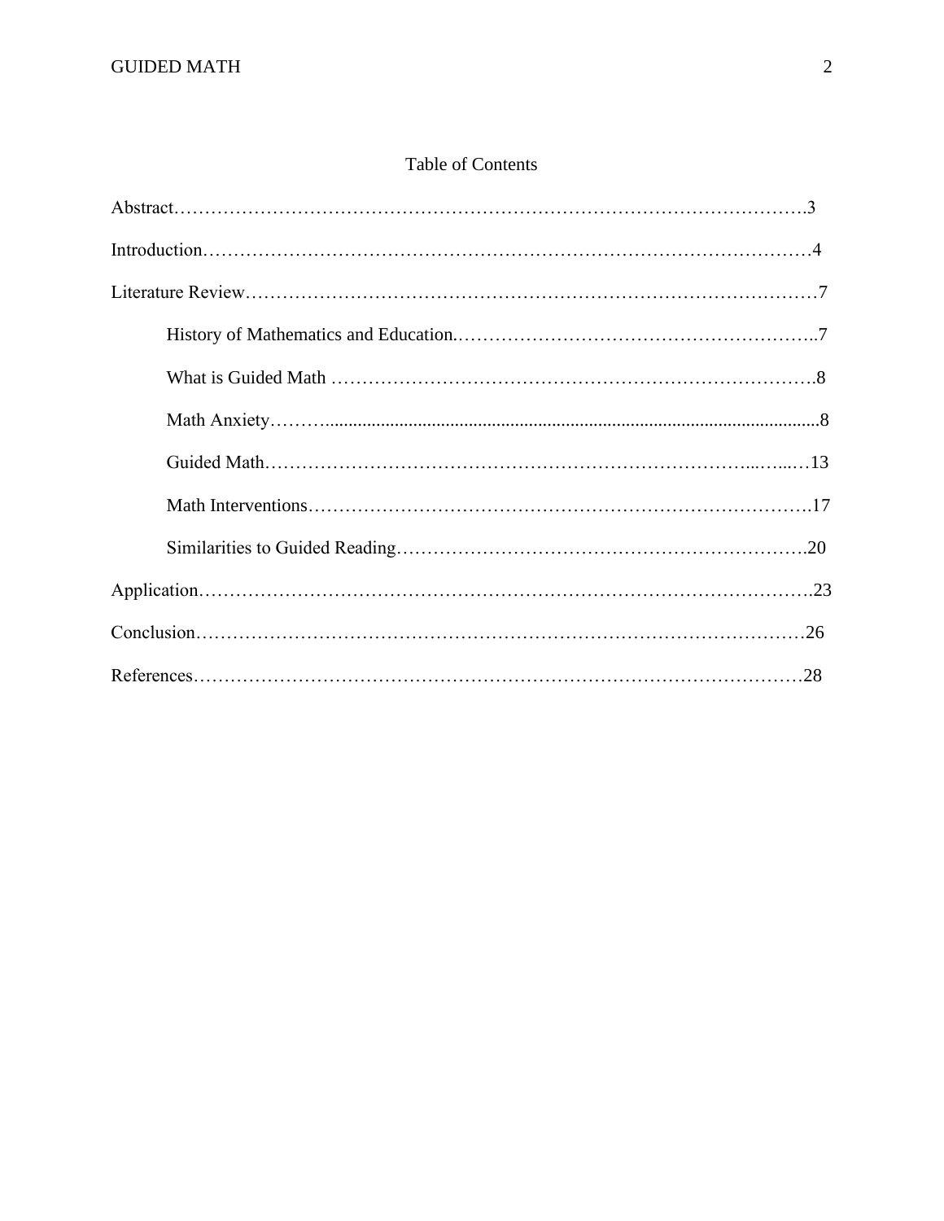# Table of Contents

Abstract……………………………………………………………………………………….3

Introduction……………………………………………………………………………………4

Literature Review………………………………………………………………………………7

- History of Mathematics and Education.…………………………………………………..7
- What is Guided Math ……………………………………………………………………….8
- Math Anxiety………..........................................................................................................8
- Guided Math…………………………………………………………………...…...…13
- Math Interventions……………………………………………………………………….17
- Similarities to Guided Reading………………………………………………………….20

Application…………………………………………………………………………………….23

Conclusion……………………………………………………………………………………26

References……………………………………………………………………………………28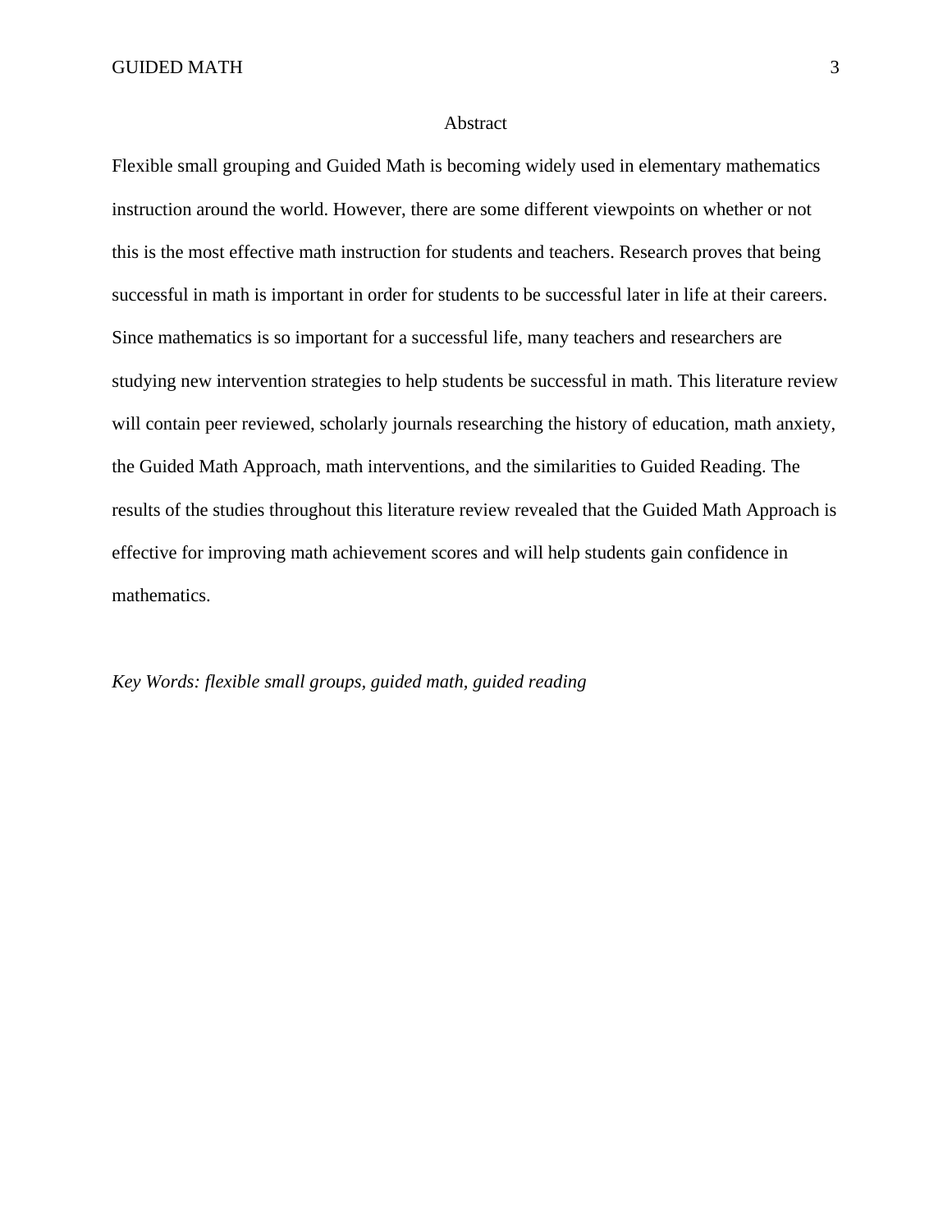# Abstract

Flexible small grouping and Guided Math is becoming widely used in elementary mathematics instruction around the world. However, there are some different viewpoints on whether or not this is the most effective math instruction for students and teachers. Research proves that being successful in math is important in order for students to be successful later in life at their careers. Since mathematics is so important for a successful life, many teachers and researchers are studying new intervention strategies to help students be successful in math. This literature review will contain peer reviewed, scholarly journals researching the history of education, math anxiety, the Guided Math Approach, math interventions, and the similarities to Guided Reading. The results of the studies throughout this literature review revealed that the Guided Math Approach is effective for improving math achievement scores and will help students gain confidence in mathematics.

*Key Words: flexible small groups, guided math, guided reading*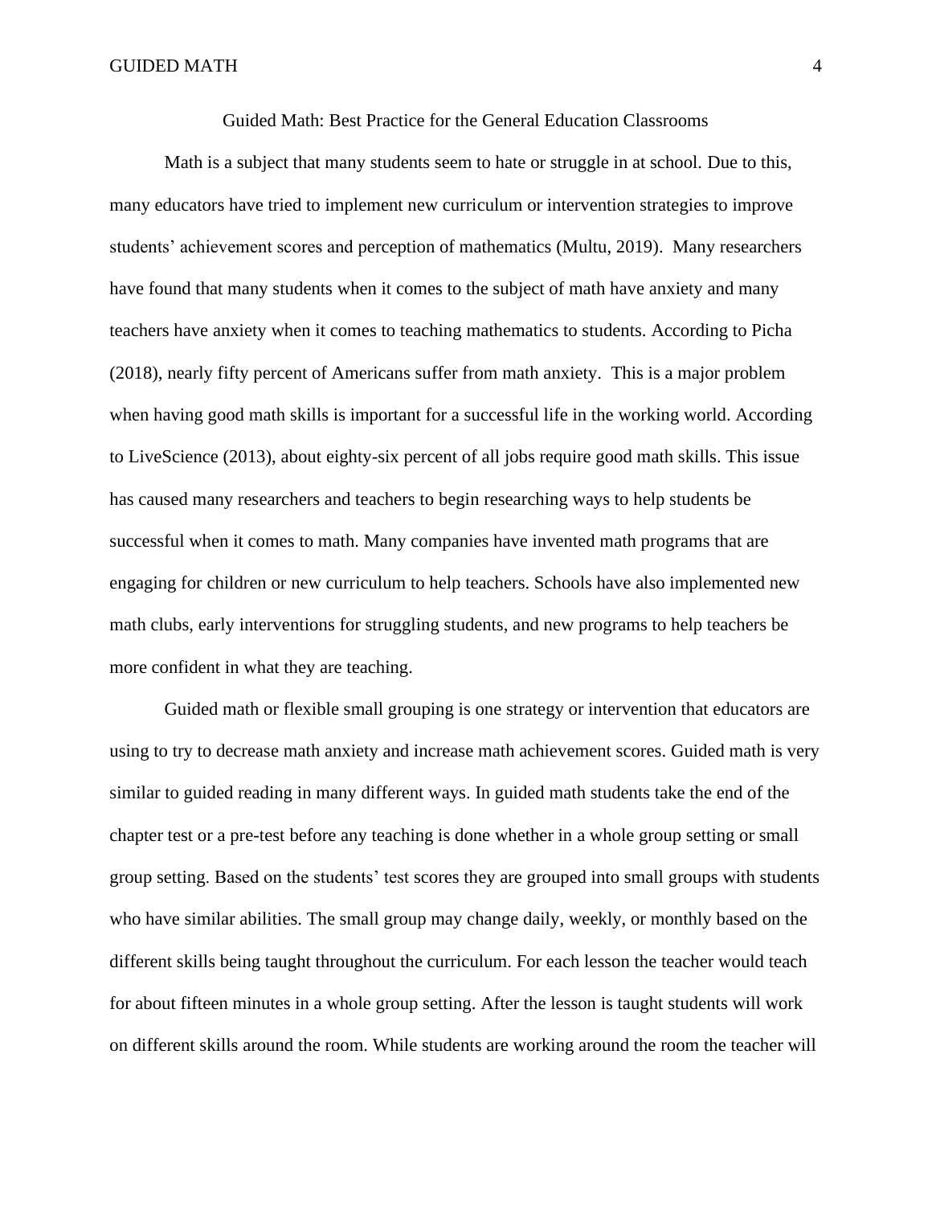# Guided Math: Best Practice for the General Education Classrooms

Math is a subject that many students seem to hate or struggle in at school. Due to this, many educators have tried to implement new curriculum or intervention strategies to improve students' achievement scores and perception of mathematics (Multu, 2019). Many researchers have found that many students when it comes to the subject of math have anxiety and many teachers have anxiety when it comes to teaching mathematics to students. According to Picha (2018), nearly fifty percent of Americans suffer from math anxiety. This is a major problem when having good math skills is important for a successful life in the working world. According to LiveScience (2013), about eighty-six percent of all jobs require good math skills. This issue has caused many researchers and teachers to begin researching ways to help students be successful when it comes to math. Many companies have invented math programs that are engaging for children or new curriculum to help teachers. Schools have also implemented new math clubs, early interventions for struggling students, and new programs to help teachers be more confident in what they are teaching.

Guided math or flexible small grouping is one strategy or intervention that educators are using to try to decrease math anxiety and increase math achievement scores. Guided math is very similar to guided reading in many different ways. In guided math students take the end of the chapter test or a pre-test before any teaching is done whether in a whole group setting or small group setting. Based on the students' test scores they are grouped into small groups with students who have similar abilities. The small group may change daily, weekly, or monthly based on the different skills being taught throughout the curriculum. For each lesson the teacher would teach for about fifteen minutes in a whole group setting. After the lesson is taught students will work on different skills around the room. While students are working around the room the teacher will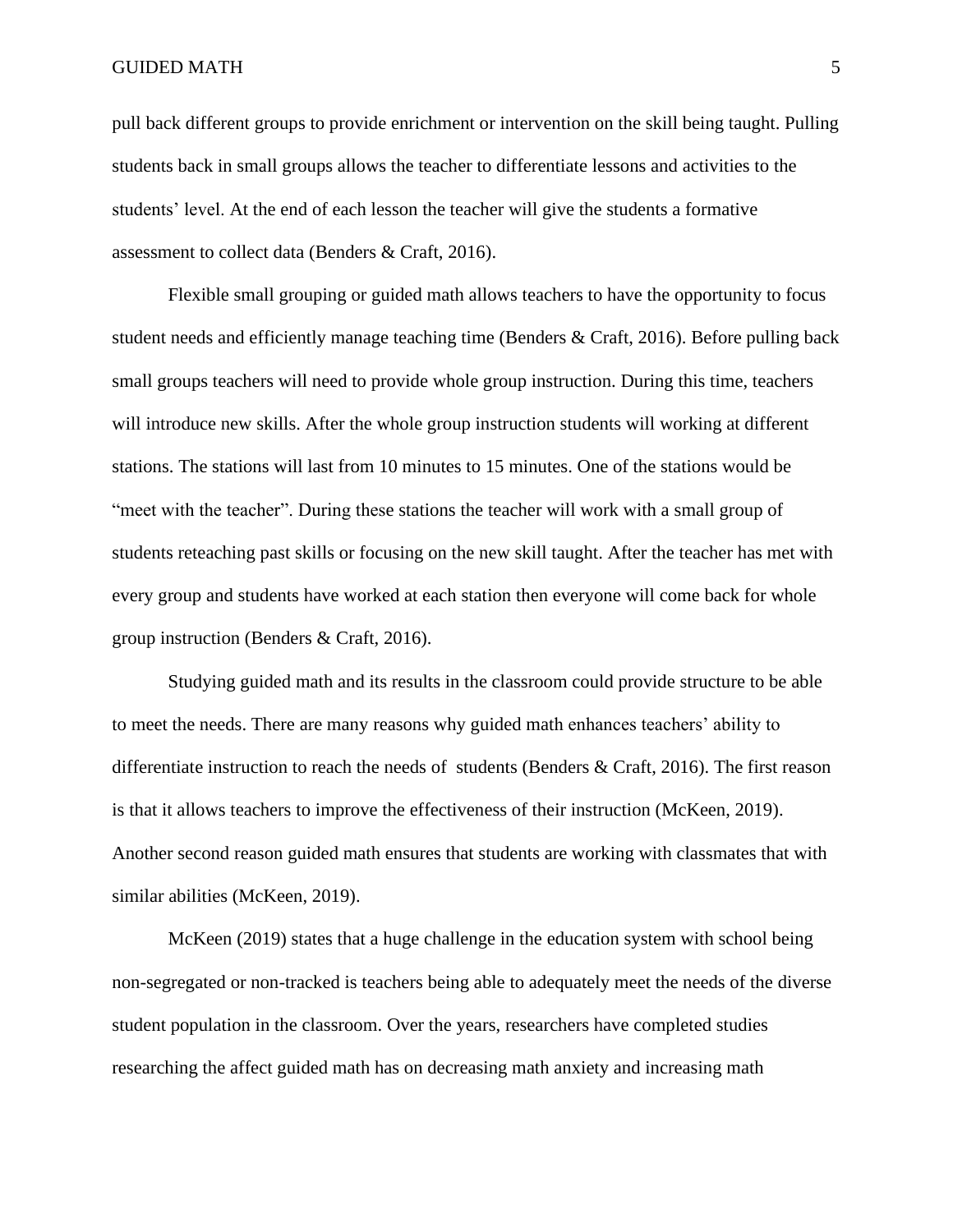pull back different groups to provide enrichment or intervention on the skill being taught. Pulling students back in small groups allows the teacher to differentiate lessons and activities to the students' level. At the end of each lesson the teacher will give the students a formative assessment to collect data (Benders & Craft, 2016).

Flexible small grouping or guided math allows teachers to have the opportunity to focus student needs and efficiently manage teaching time (Benders & Craft, 2016). Before pulling back small groups teachers will need to provide whole group instruction. During this time, teachers will introduce new skills. After the whole group instruction students will working at different stations. The stations will last from 10 minutes to 15 minutes. One of the stations would be "meet with the teacher". During these stations the teacher will work with a small group of students reteaching past skills or focusing on the new skill taught. After the teacher has met with every group and students have worked at each station then everyone will come back for whole group instruction (Benders & Craft, 2016).

Studying guided math and its results in the classroom could provide structure to be able to meet the needs. There are many reasons why guided math enhances teachers' ability to differentiate instruction to reach the needs of  students (Benders & Craft, 2016). The first reason is that it allows teachers to improve the effectiveness of their instruction (McKeen, 2019). Another second reason guided math ensures that students are working with classmates that with similar abilities (McKeen, 2019).

McKeen (2019) states that a huge challenge in the education system with school being non-segregated or non-tracked is teachers being able to adequately meet the needs of the diverse student population in the classroom. Over the years, researchers have completed studies researching the affect guided math has on decreasing math anxiety and increasing math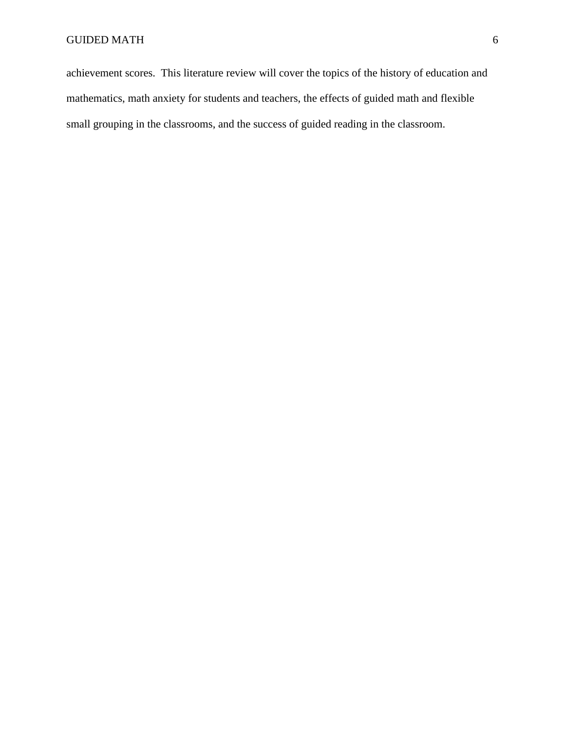achievement scores.  This literature review will cover the topics of the history of education and mathematics, math anxiety for students and teachers, the effects of guided math and flexible small grouping in the classrooms, and the success of guided reading in the classroom.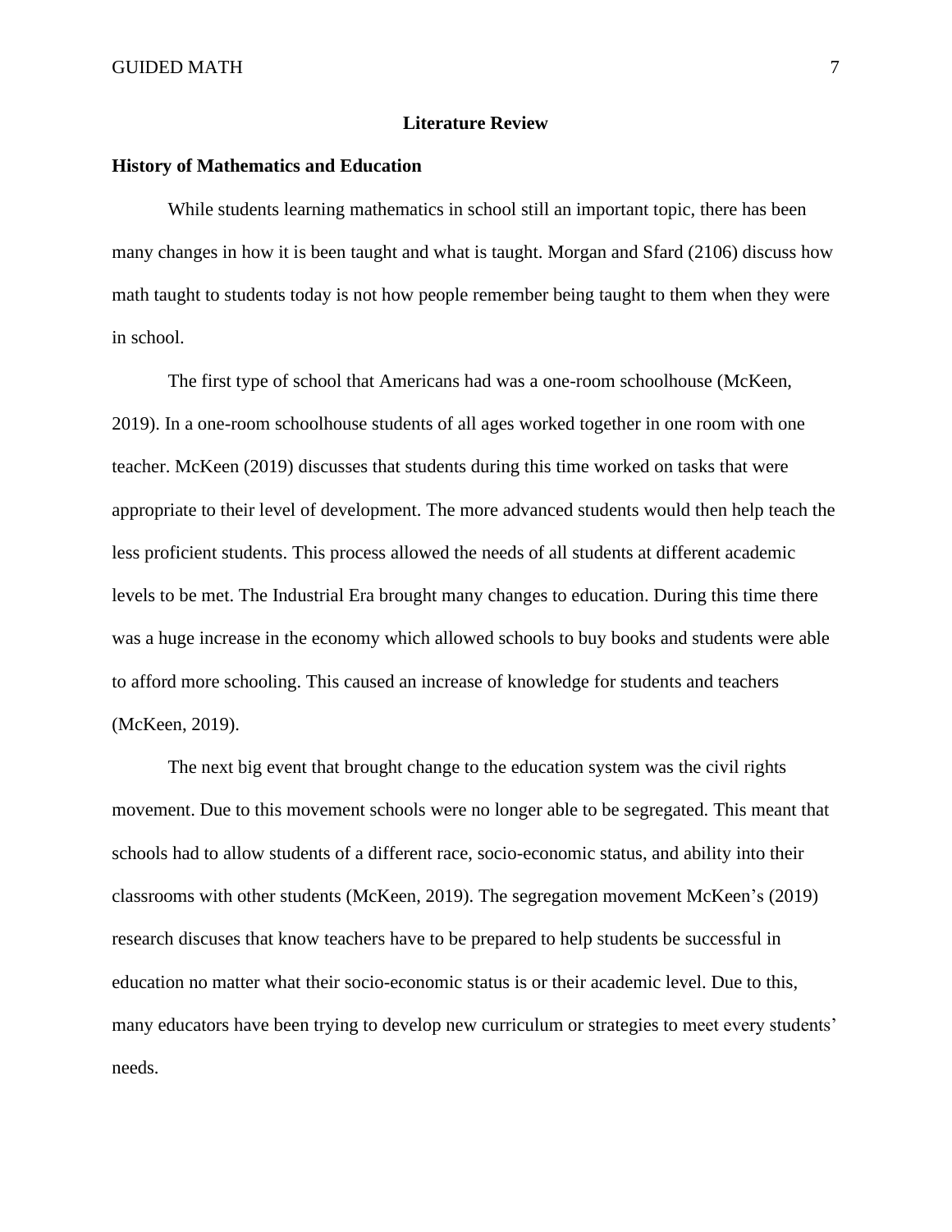# Literature Review

## History of Mathematics and Education

While students learning mathematics in school still an important topic, there has been many changes in how it is been taught and what is taught. Morgan and Sfard (2106) discuss how math taught to students today is not how people remember being taught to them when they were in school.

The first type of school that Americans had was a one-room schoolhouse (McKeen, 2019). In a one-room schoolhouse students of all ages worked together in one room with one teacher. McKeen (2019) discusses that students during this time worked on tasks that were appropriate to their level of development. The more advanced students would then help teach the less proficient students. This process allowed the needs of all students at different academic levels to be met. The Industrial Era brought many changes to education. During this time there was a huge increase in the economy which allowed schools to buy books and students were able to afford more schooling. This caused an increase of knowledge for students and teachers (McKeen, 2019).

The next big event that brought change to the education system was the civil rights movement. Due to this movement schools were no longer able to be segregated. This meant that schools had to allow students of a different race, socio-economic status, and ability into their classrooms with other students (McKeen, 2019). The segregation movement McKeen's (2019) research discuses that know teachers have to be prepared to help students be successful in education no matter what their socio-economic status is or their academic level. Due to this, many educators have been trying to develop new curriculum or strategies to meet every students' needs.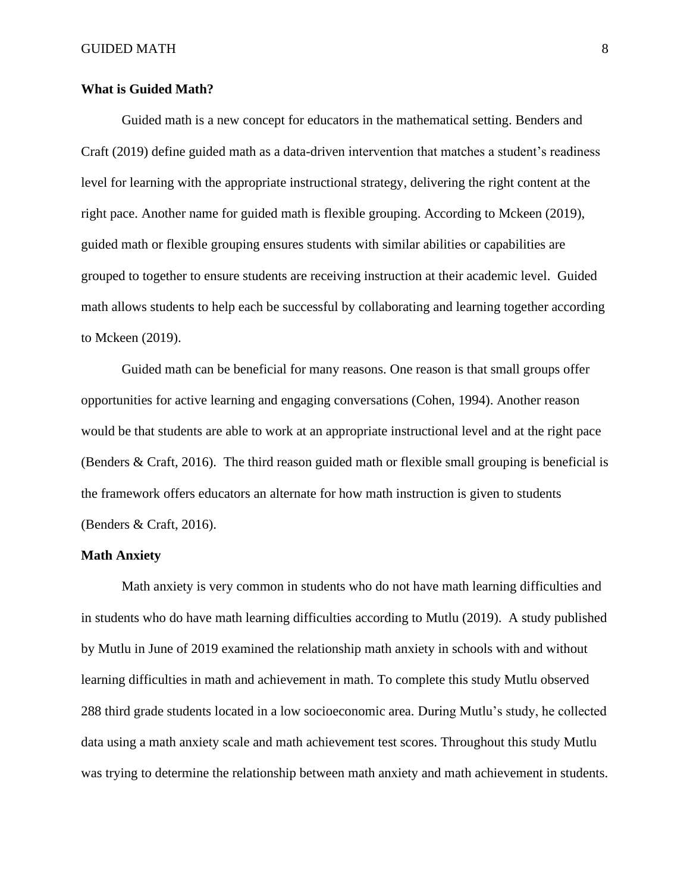**What is Guided Math?**

Guided math is a new concept for educators in the mathematical setting. Benders and Craft (2019) define guided math as a data-driven intervention that matches a student's readiness level for learning with the appropriate instructional strategy, delivering the right content at the right pace. Another name for guided math is flexible grouping. According to Mckeen (2019), guided math or flexible grouping ensures students with similar abilities or capabilities are grouped to together to ensure students are receiving instruction at their academic level. Guided math allows students to help each be successful by collaborating and learning together according to Mckeen (2019).

Guided math can be beneficial for many reasons. One reason is that small groups offer opportunities for active learning and engaging conversations (Cohen, 1994). Another reason would be that students are able to work at an appropriate instructional level and at the right pace (Benders & Craft, 2016). The third reason guided math or flexible small grouping is beneficial is the framework offers educators an alternate for how math instruction is given to students (Benders & Craft, 2016).

**Math Anxiety**

Math anxiety is very common in students who do not have math learning difficulties and in students who do have math learning difficulties according to Mutlu (2019). A study published by Mutlu in June of 2019 examined the relationship math anxiety in schools with and without learning difficulties in math and achievement in math. To complete this study Mutlu observed 288 third grade students located in a low socioeconomic area. During Mutlu's study, he collected data using a math anxiety scale and math achievement test scores. Throughout this study Mutlu was trying to determine the relationship between math anxiety and math achievement in students.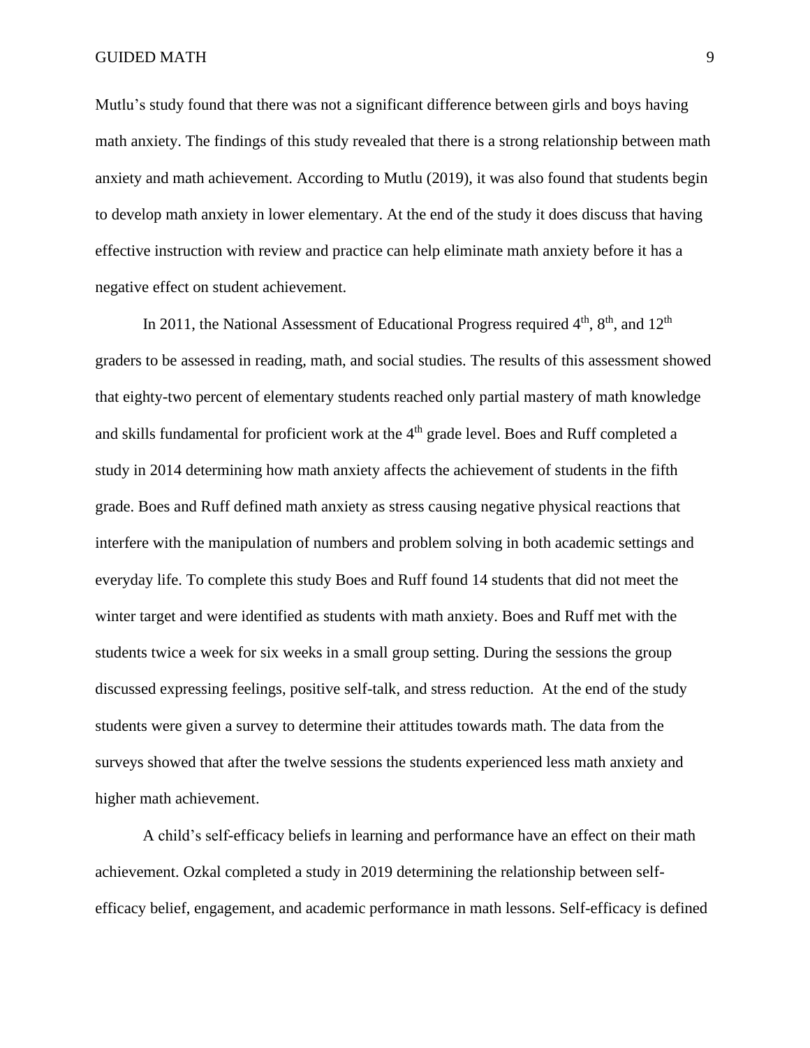Mutlu's study found that there was not a significant difference between girls and boys having math anxiety. The findings of this study revealed that there is a strong relationship between math anxiety and math achievement. According to Mutlu (2019), it was also found that students begin to develop math anxiety in lower elementary. At the end of the study it does discuss that having effective instruction with review and practice can help eliminate math anxiety before it has a negative effect on student achievement.

In 2011, the National Assessment of Educational Progress required 4th, 8th, and 12th graders to be assessed in reading, math, and social studies. The results of this assessment showed that eighty-two percent of elementary students reached only partial mastery of math knowledge and skills fundamental for proficient work at the 4th grade level. Boes and Ruff completed a study in 2014 determining how math anxiety affects the achievement of students in the fifth grade. Boes and Ruff defined math anxiety as stress causing negative physical reactions that interfere with the manipulation of numbers and problem solving in both academic settings and everyday life. To complete this study Boes and Ruff found 14 students that did not meet the winter target and were identified as students with math anxiety. Boes and Ruff met with the students twice a week for six weeks in a small group setting. During the sessions the group discussed expressing feelings, positive self-talk, and stress reduction. At the end of the study students were given a survey to determine their attitudes towards math. The data from the surveys showed that after the twelve sessions the students experienced less math anxiety and higher math achievement.

A child's self-efficacy beliefs in learning and performance have an effect on their math achievement. Ozkal completed a study in 2019 determining the relationship between self-efficacy belief, engagement, and academic performance in math lessons. Self-efficacy is defined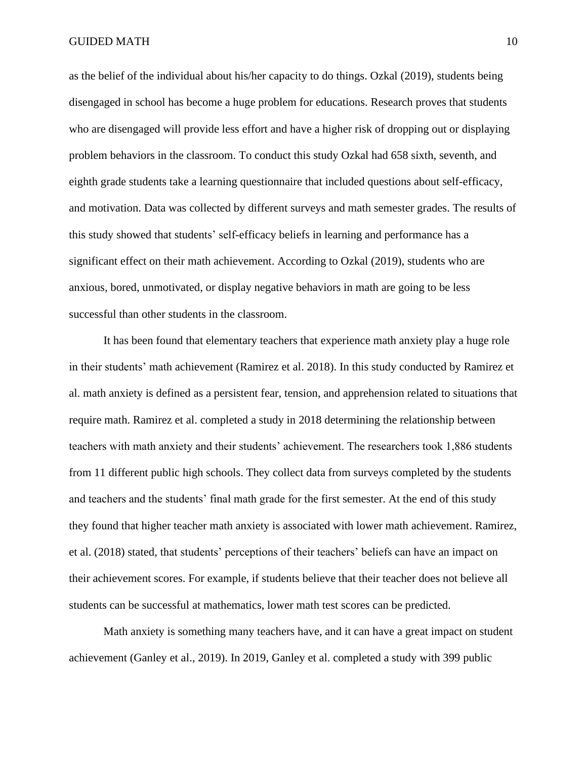as the belief of the individual about his/her capacity to do things. Ozkal (2019), students being disengaged in school has become a huge problem for educations. Research proves that students who are disengaged will provide less effort and have a higher risk of dropping out or displaying problem behaviors in the classroom. To conduct this study Ozkal had 658 sixth, seventh, and eighth grade students take a learning questionnaire that included questions about self-efficacy, and motivation. Data was collected by different surveys and math semester grades. The results of this study showed that students' self-efficacy beliefs in learning and performance has a significant effect on their math achievement. According to Ozkal (2019), students who are anxious, bored, unmotivated, or display negative behaviors in math are going to be less successful than other students in the classroom.

It has been found that elementary teachers that experience math anxiety play a huge role in their students' math achievement (Ramirez et al. 2018). In this study conducted by Ramirez et al. math anxiety is defined as a persistent fear, tension, and apprehension related to situations that require math. Ramirez et al. completed a study in 2018 determining the relationship between teachers with math anxiety and their students' achievement. The researchers took 1,886 students from 11 different public high schools. They collect data from surveys completed by the students and teachers and the students' final math grade for the first semester. At the end of this study they found that higher teacher math anxiety is associated with lower math achievement. Ramirez, et al. (2018) stated, that students' perceptions of their teachers' beliefs can have an impact on their achievement scores. For example, if students believe that their teacher does not believe all students can be successful at mathematics, lower math test scores can be predicted.

Math anxiety is something many teachers have, and it can have a great impact on student achievement (Ganley et al., 2019). In 2019, Ganley et al. completed a study with 399 public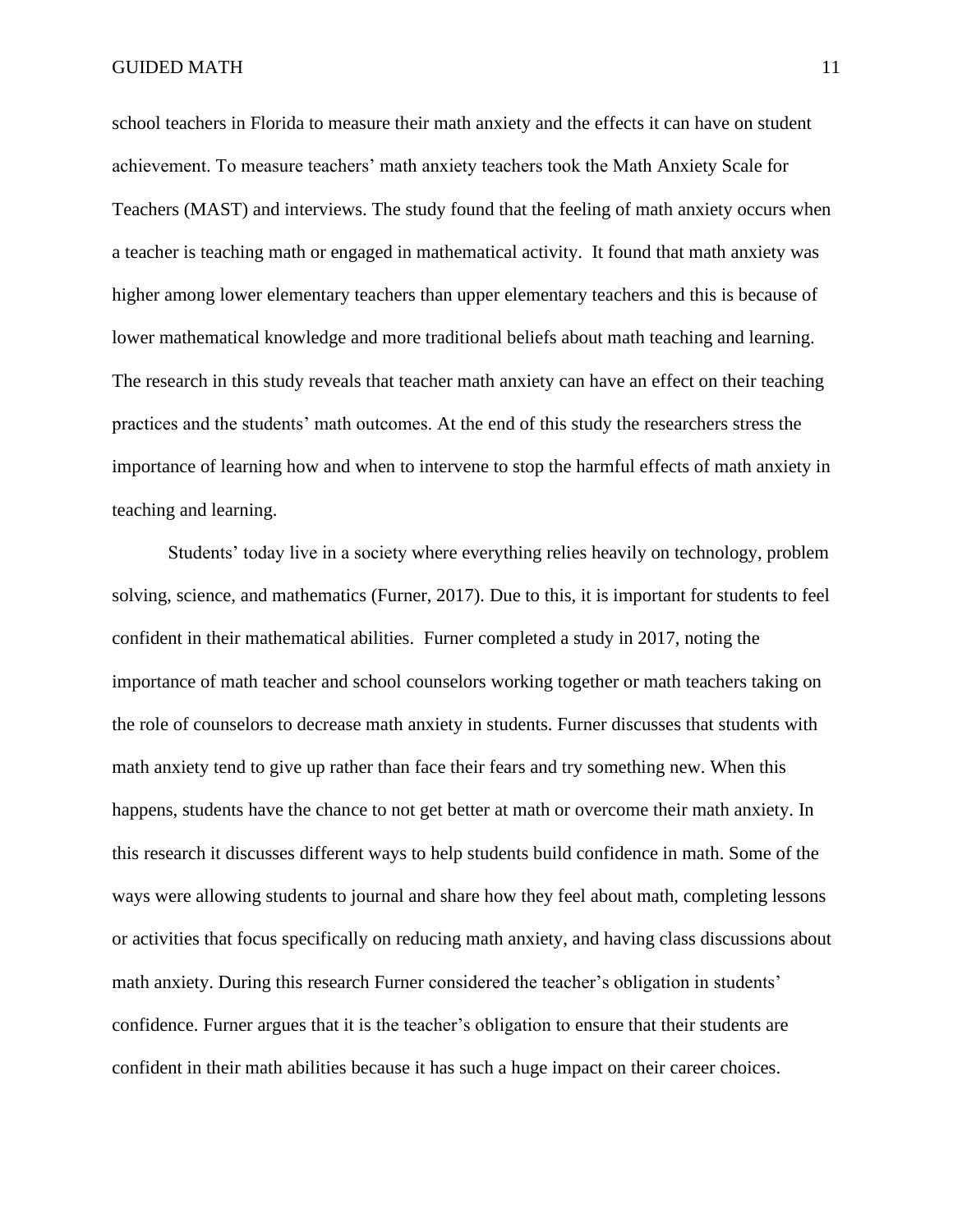school teachers in Florida to measure their math anxiety and the effects it can have on student achievement. To measure teachers' math anxiety teachers took the Math Anxiety Scale for Teachers (MAST) and interviews. The study found that the feeling of math anxiety occurs when a teacher is teaching math or engaged in mathematical activity. It found that math anxiety was higher among lower elementary teachers than upper elementary teachers and this is because of lower mathematical knowledge and more traditional beliefs about math teaching and learning. The research in this study reveals that teacher math anxiety can have an effect on their teaching practices and the students' math outcomes. At the end of this study the researchers stress the importance of learning how and when to intervene to stop the harmful effects of math anxiety in teaching and learning.

Students' today live in a society where everything relies heavily on technology, problem solving, science, and mathematics (Furner, 2017). Due to this, it is important for students to feel confident in their mathematical abilities. Furner completed a study in 2017, noting the importance of math teacher and school counselors working together or math teachers taking on the role of counselors to decrease math anxiety in students. Furner discusses that students with math anxiety tend to give up rather than face their fears and try something new. When this happens, students have the chance to not get better at math or overcome their math anxiety. In this research it discusses different ways to help students build confidence in math. Some of the ways were allowing students to journal and share how they feel about math, completing lessons or activities that focus specifically on reducing math anxiety, and having class discussions about math anxiety. During this research Furner considered the teacher's obligation in students' confidence. Furner argues that it is the teacher's obligation to ensure that their students are confident in their math abilities because it has such a huge impact on their career choices.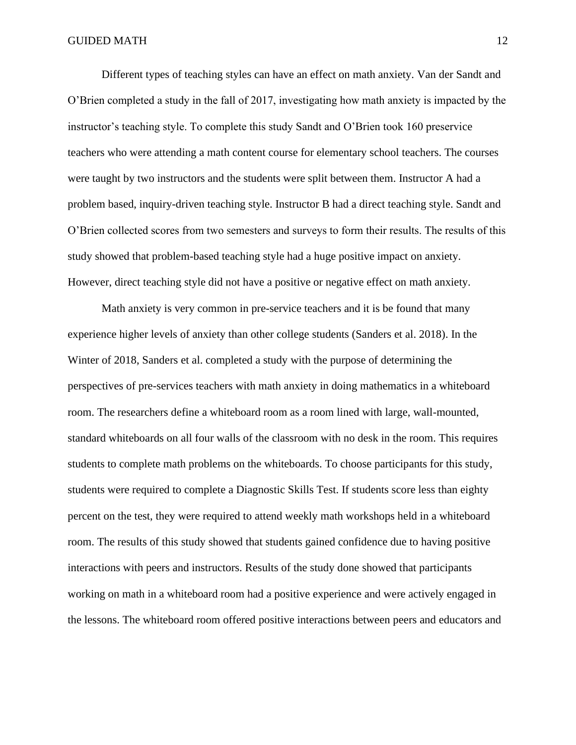Different types of teaching styles can have an effect on math anxiety. Van der Sandt and O'Brien completed a study in the fall of 2017, investigating how math anxiety is impacted by the instructor's teaching style. To complete this study Sandt and O'Brien took 160 preservice teachers who were attending a math content course for elementary school teachers. The courses were taught by two instructors and the students were split between them. Instructor A had a problem based, inquiry-driven teaching style. Instructor B had a direct teaching style. Sandt and O'Brien collected scores from two semesters and surveys to form their results. The results of this study showed that problem-based teaching style had a huge positive impact on anxiety. However, direct teaching style did not have a positive or negative effect on math anxiety.

Math anxiety is very common in pre-service teachers and it is be found that many experience higher levels of anxiety than other college students (Sanders et al. 2018). In the Winter of 2018, Sanders et al. completed a study with the purpose of determining the perspectives of pre-services teachers with math anxiety in doing mathematics in a whiteboard room. The researchers define a whiteboard room as a room lined with large, wall-mounted, standard whiteboards on all four walls of the classroom with no desk in the room. This requires students to complete math problems on the whiteboards. To choose participants for this study, students were required to complete a Diagnostic Skills Test. If students score less than eighty percent on the test, they were required to attend weekly math workshops held in a whiteboard room. The results of this study showed that students gained confidence due to having positive interactions with peers and instructors. Results of the study done showed that participants working on math in a whiteboard room had a positive experience and were actively engaged in the lessons. The whiteboard room offered positive interactions between peers and educators and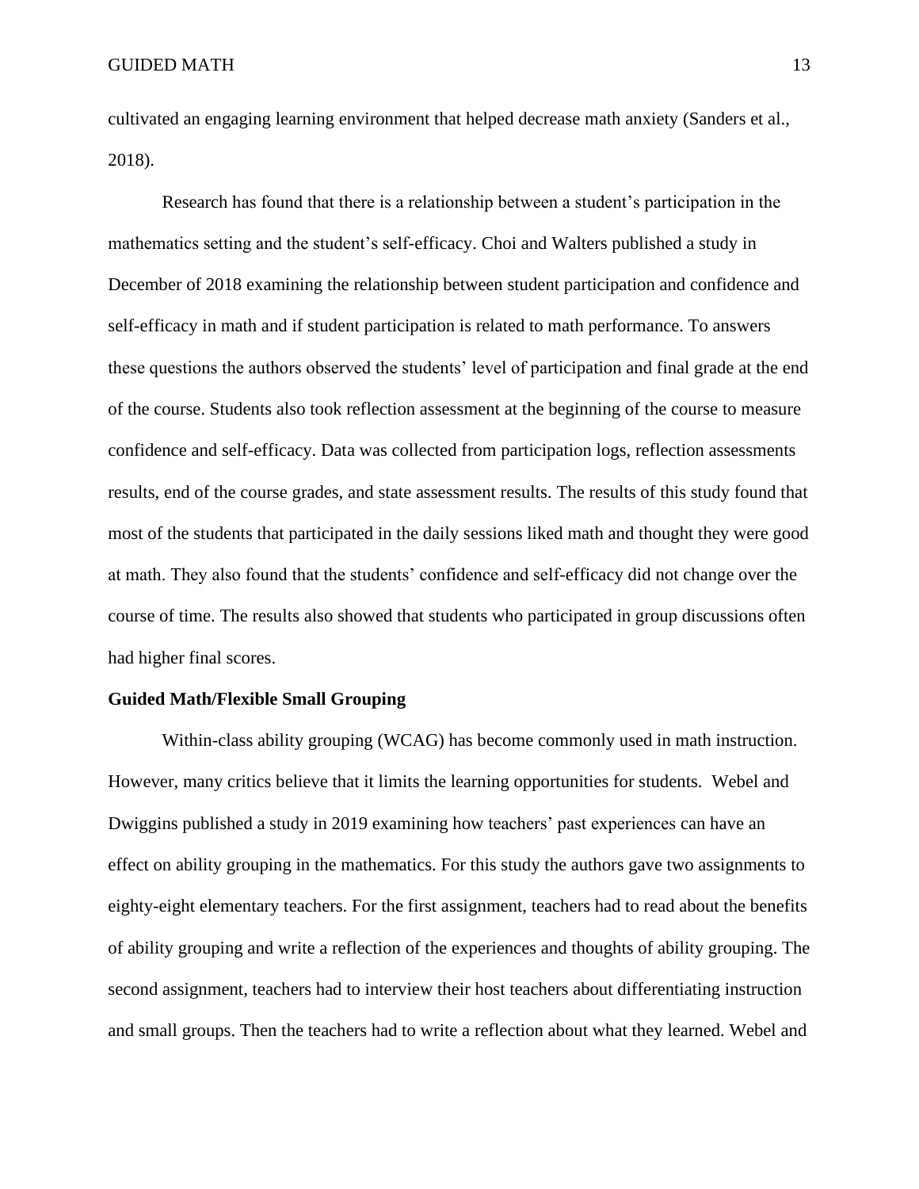cultivated an engaging learning environment that helped decrease math anxiety (Sanders et al., 2018).

Research has found that there is a relationship between a student's participation in the mathematics setting and the student's self-efficacy. Choi and Walters published a study in December of 2018 examining the relationship between student participation and confidence and self-efficacy in math and if student participation is related to math performance. To answers these questions the authors observed the students' level of participation and final grade at the end of the course. Students also took reflection assessment at the beginning of the course to measure confidence and self-efficacy. Data was collected from participation logs, reflection assessments results, end of the course grades, and state assessment results. The results of this study found that most of the students that participated in the daily sessions liked math and thought they were good at math. They also found that the students' confidence and self-efficacy did not change over the course of time. The results also showed that students who participated in group discussions often had higher final scores.

**Guided Math/Flexible Small Grouping**

Within-class ability grouping (WCAG) has become commonly used in math instruction. However, many critics believe that it limits the learning opportunities for students. Webel and Dwiggins published a study in 2019 examining how teachers' past experiences can have an effect on ability grouping in the mathematics. For this study the authors gave two assignments to eighty-eight elementary teachers. For the first assignment, teachers had to read about the benefits of ability grouping and write a reflection of the experiences and thoughts of ability grouping. The second assignment, teachers had to interview their host teachers about differentiating instruction and small groups. Then the teachers had to write a reflection about what they learned. Webel and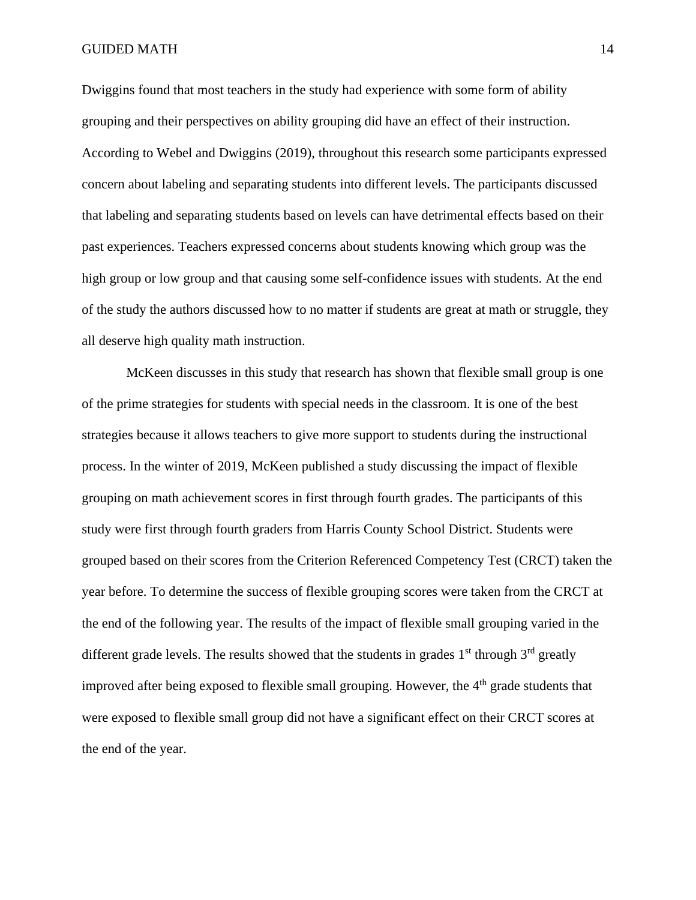Dwiggins found that most teachers in the study had experience with some form of ability grouping and their perspectives on ability grouping did have an effect of their instruction. According to Webel and Dwiggins (2019), throughout this research some participants expressed concern about labeling and separating students into different levels. The participants discussed that labeling and separating students based on levels can have detrimental effects based on their past experiences. Teachers expressed concerns about students knowing which group was the high group or low group and that causing some self-confidence issues with students. At the end of the study the authors discussed how to no matter if students are great at math or struggle, they all deserve high quality math instruction.

McKeen discusses in this study that research has shown that flexible small group is one of the prime strategies for students with special needs in the classroom. It is one of the best strategies because it allows teachers to give more support to students during the instructional process. In the winter of 2019, McKeen published a study discussing the impact of flexible grouping on math achievement scores in first through fourth grades. The participants of this study were first through fourth graders from Harris County School District. Students were grouped based on their scores from the Criterion Referenced Competency Test (CRCT) taken the year before. To determine the success of flexible grouping scores were taken from the CRCT at the end of the following year. The results of the impact of flexible small grouping varied in the different grade levels. The results showed that the students in grades 1st through 3rd greatly improved after being exposed to flexible small grouping. However, the 4th grade students that were exposed to flexible small group did not have a significant effect on their CRCT scores at the end of the year.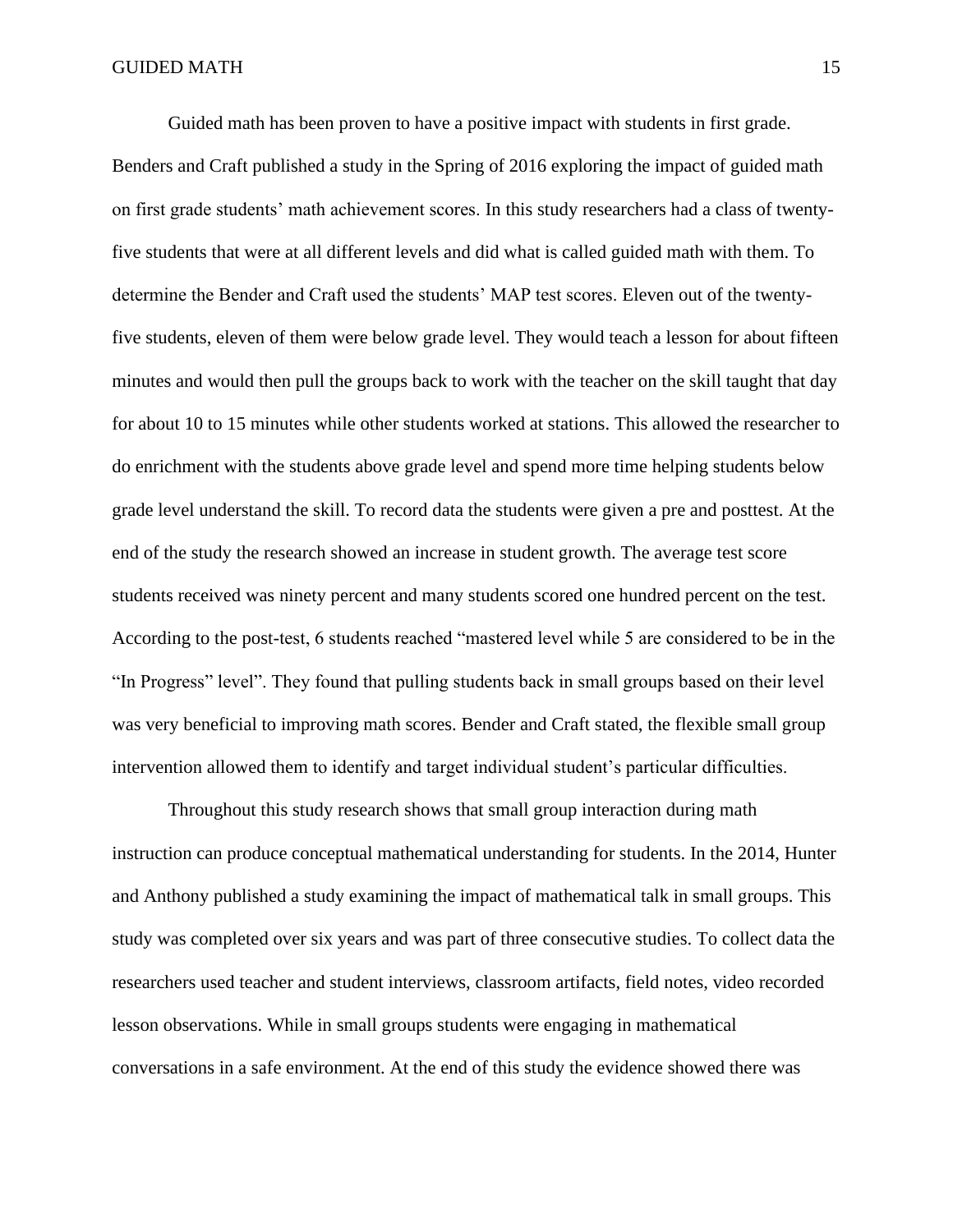Guided math has been proven to have a positive impact with students in first grade. Benders and Craft published a study in the Spring of 2016 exploring the impact of guided math on first grade students' math achievement scores. In this study researchers had a class of twenty-five students that were at all different levels and did what is called guided math with them. To determine the Bender and Craft used the students' MAP test scores. Eleven out of the twenty-five students, eleven of them were below grade level. They would teach a lesson for about fifteen minutes and would then pull the groups back to work with the teacher on the skill taught that day for about 10 to 15 minutes while other students worked at stations. This allowed the researcher to do enrichment with the students above grade level and spend more time helping students below grade level understand the skill. To record data the students were given a pre and posttest. At the end of the study the research showed an increase in student growth. The average test score students received was ninety percent and many students scored one hundred percent on the test. According to the post-test, 6 students reached "mastered level while 5 are considered to be in the "In Progress" level". They found that pulling students back in small groups based on their level was very beneficial to improving math scores. Bender and Craft stated, the flexible small group intervention allowed them to identify and target individual student's particular difficulties.

Throughout this study research shows that small group interaction during math instruction can produce conceptual mathematical understanding for students. In the 2014, Hunter and Anthony published a study examining the impact of mathematical talk in small groups. This study was completed over six years and was part of three consecutive studies. To collect data the researchers used teacher and student interviews, classroom artifacts, field notes, video recorded lesson observations. While in small groups students were engaging in mathematical conversations in a safe environment. At the end of this study the evidence showed there was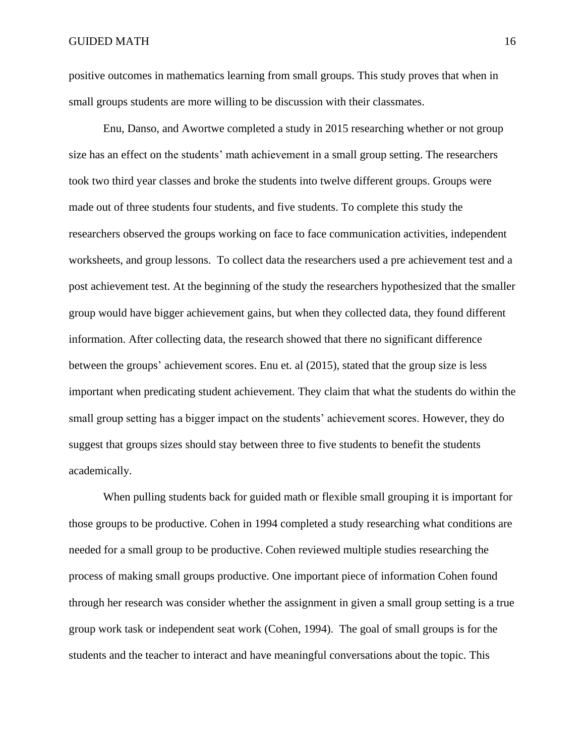positive outcomes in mathematics learning from small groups. This study proves that when in small groups students are more willing to be discussion with their classmates.

Enu, Danso, and Awortwe completed a study in 2015 researching whether or not group size has an effect on the students' math achievement in a small group setting. The researchers took two third year classes and broke the students into twelve different groups. Groups were made out of three students four students, and five students. To complete this study the researchers observed the groups working on face to face communication activities, independent worksheets, and group lessons. To collect data the researchers used a pre achievement test and a post achievement test. At the beginning of the study the researchers hypothesized that the smaller group would have bigger achievement gains, but when they collected data, they found different information. After collecting data, the research showed that there no significant difference between the groups' achievement scores. Enu et. al (2015), stated that the group size is less important when predicating student achievement. They claim that what the students do within the small group setting has a bigger impact on the students' achievement scores. However, they do suggest that groups sizes should stay between three to five students to benefit the students academically.

When pulling students back for guided math or flexible small grouping it is important for those groups to be productive. Cohen in 1994 completed a study researching what conditions are needed for a small group to be productive. Cohen reviewed multiple studies researching the process of making small groups productive. One important piece of information Cohen found through her research was consider whether the assignment in given a small group setting is a true group work task or independent seat work (Cohen, 1994). The goal of small groups is for the students and the teacher to interact and have meaningful conversations about the topic. This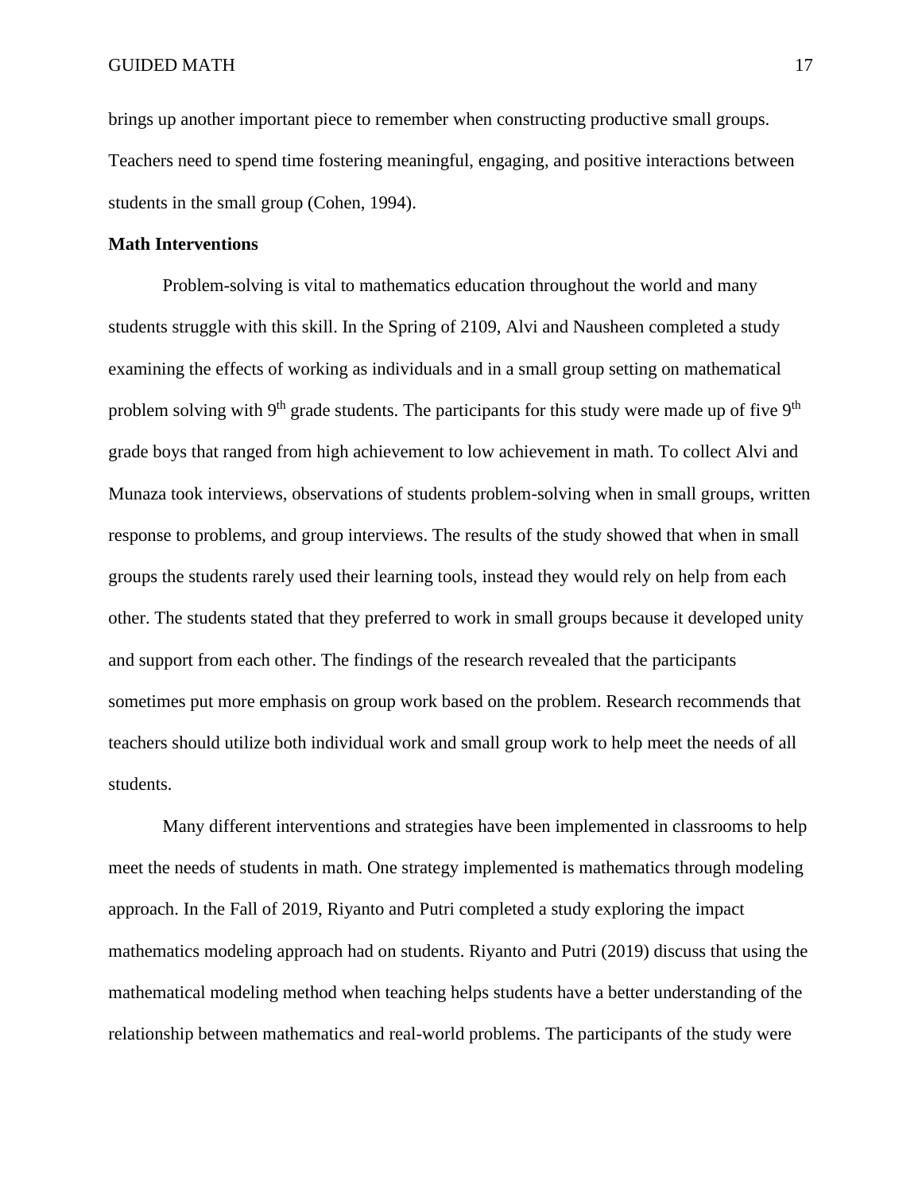brings up another important piece to remember when constructing productive small groups. Teachers need to spend time fostering meaningful, engaging, and positive interactions between students in the small group (Cohen, 1994).

**Math Interventions**

Problem-solving is vital to mathematics education throughout the world and many students struggle with this skill. In the Spring of 2109, Alvi and Nausheen completed a study examining the effects of working as individuals and in a small group setting on mathematical problem solving with 9th grade students. The participants for this study were made up of five 9th grade boys that ranged from high achievement to low achievement in math. To collect Alvi and Munaza took interviews, observations of students problem-solving when in small groups, written response to problems, and group interviews. The results of the study showed that when in small groups the students rarely used their learning tools, instead they would rely on help from each other. The students stated that they preferred to work in small groups because it developed unity and support from each other. The findings of the research revealed that the participants sometimes put more emphasis on group work based on the problem. Research recommends that teachers should utilize both individual work and small group work to help meet the needs of all students.

Many different interventions and strategies have been implemented in classrooms to help meet the needs of students in math. One strategy implemented is mathematics through modeling approach. In the Fall of 2019, Riyanto and Putri completed a study exploring the impact mathematics modeling approach had on students. Riyanto and Putri (2019) discuss that using the mathematical modeling method when teaching helps students have a better understanding of the relationship between mathematics and real-world problems. The participants of the study were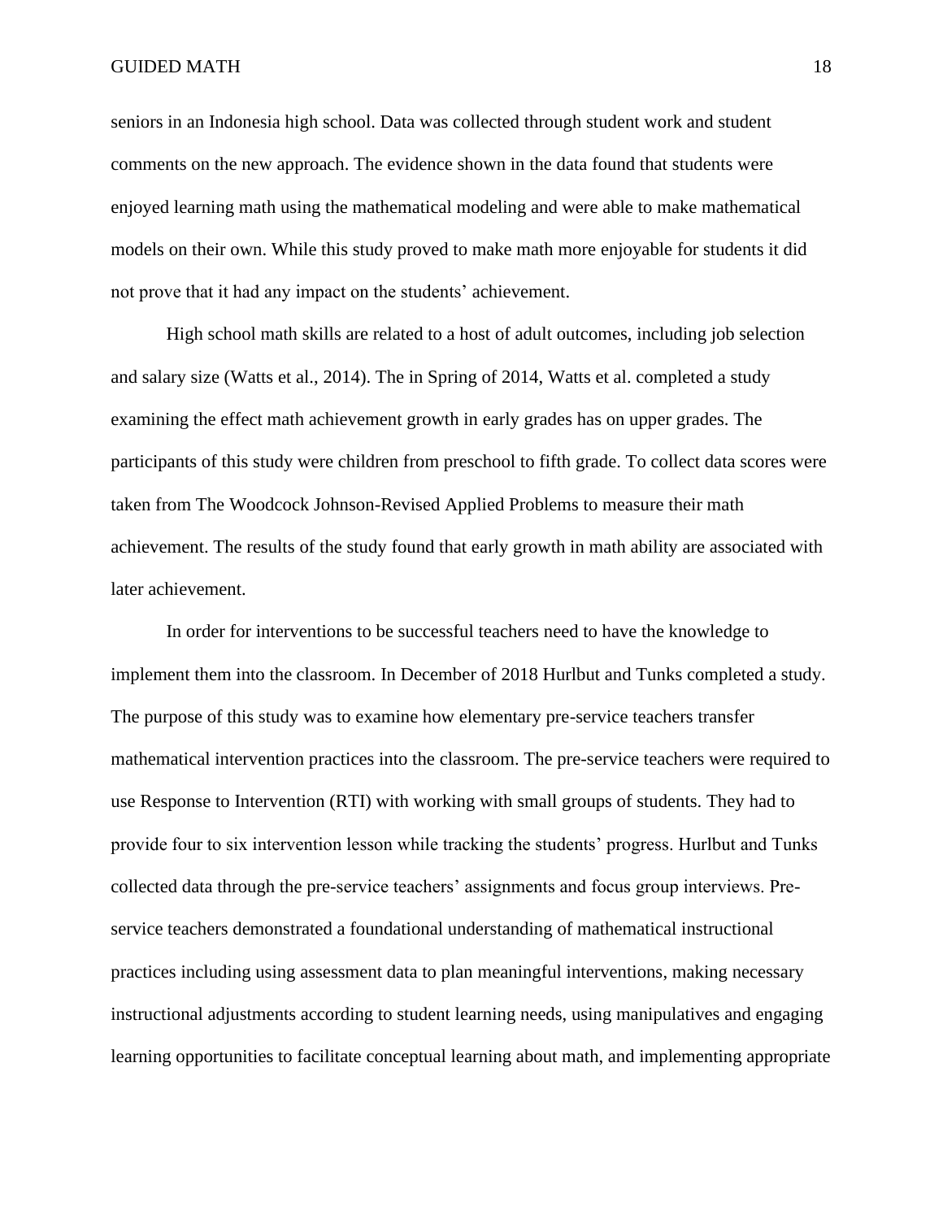seniors in an Indonesia high school. Data was collected through student work and student comments on the new approach. The evidence shown in the data found that students were enjoyed learning math using the mathematical modeling and were able to make mathematical models on their own. While this study proved to make math more enjoyable for students it did not prove that it had any impact on the students' achievement.

High school math skills are related to a host of adult outcomes, including job selection and salary size (Watts et al., 2014). The in Spring of 2014, Watts et al. completed a study examining the effect math achievement growth in early grades has on upper grades. The participants of this study were children from preschool to fifth grade. To collect data scores were taken from The Woodcock Johnson-Revised Applied Problems to measure their math achievement. The results of the study found that early growth in math ability are associated with later achievement.

In order for interventions to be successful teachers need to have the knowledge to implement them into the classroom. In December of 2018 Hurlbut and Tunks completed a study. The purpose of this study was to examine how elementary pre-service teachers transfer mathematical intervention practices into the classroom. The pre-service teachers were required to use Response to Intervention (RTI) with working with small groups of students. They had to provide four to six intervention lesson while tracking the students' progress. Hurlbut and Tunks collected data through the pre-service teachers' assignments and focus group interviews. Pre-service teachers demonstrated a foundational understanding of mathematical instructional practices including using assessment data to plan meaningful interventions, making necessary instructional adjustments according to student learning needs, using manipulatives and engaging learning opportunities to facilitate conceptual learning about math, and implementing appropriate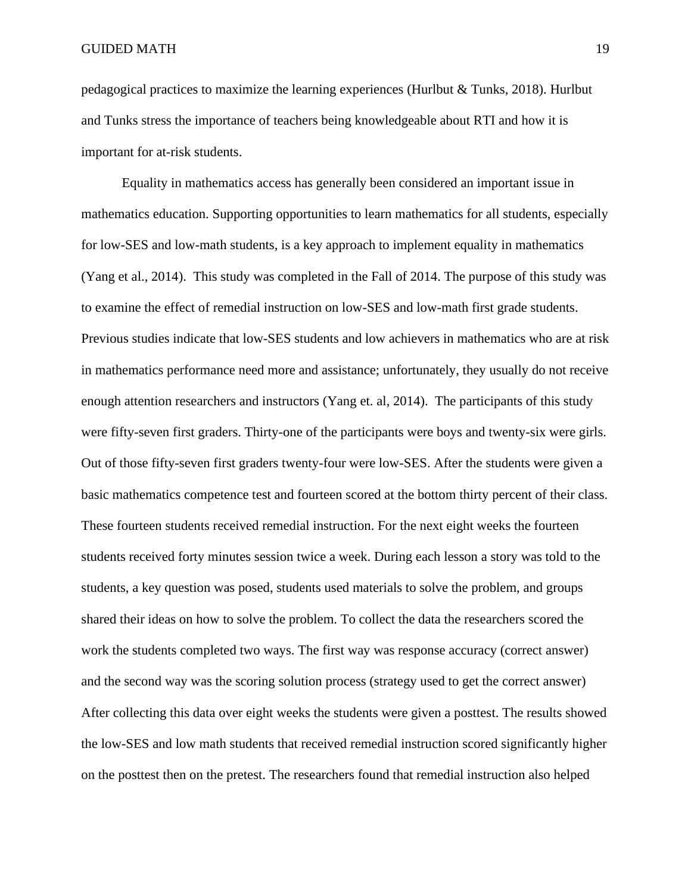pedagogical practices to maximize the learning experiences (Hurlbut & Tunks, 2018). Hurlbut and Tunks stress the importance of teachers being knowledgeable about RTI and how it is important for at-risk students.

Equality in mathematics access has generally been considered an important issue in mathematics education. Supporting opportunities to learn mathematics for all students, especially for low-SES and low-math students, is a key approach to implement equality in mathematics (Yang et al., 2014). This study was completed in the Fall of 2014. The purpose of this study was to examine the effect of remedial instruction on low-SES and low-math first grade students. Previous studies indicate that low-SES students and low achievers in mathematics who are at risk in mathematics performance need more and assistance; unfortunately, they usually do not receive enough attention researchers and instructors (Yang et. al, 2014). The participants of this study were fifty-seven first graders. Thirty-one of the participants were boys and twenty-six were girls. Out of those fifty-seven first graders twenty-four were low-SES. After the students were given a basic mathematics competence test and fourteen scored at the bottom thirty percent of their class. These fourteen students received remedial instruction. For the next eight weeks the fourteen students received forty minutes session twice a week. During each lesson a story was told to the students, a key question was posed, students used materials to solve the problem, and groups shared their ideas on how to solve the problem. To collect the data the researchers scored the work the students completed two ways. The first way was response accuracy (correct answer) and the second way was the scoring solution process (strategy used to get the correct answer) After collecting this data over eight weeks the students were given a posttest. The results showed the low-SES and low math students that received remedial instruction scored significantly higher on the posttest then on the pretest. The researchers found that remedial instruction also helped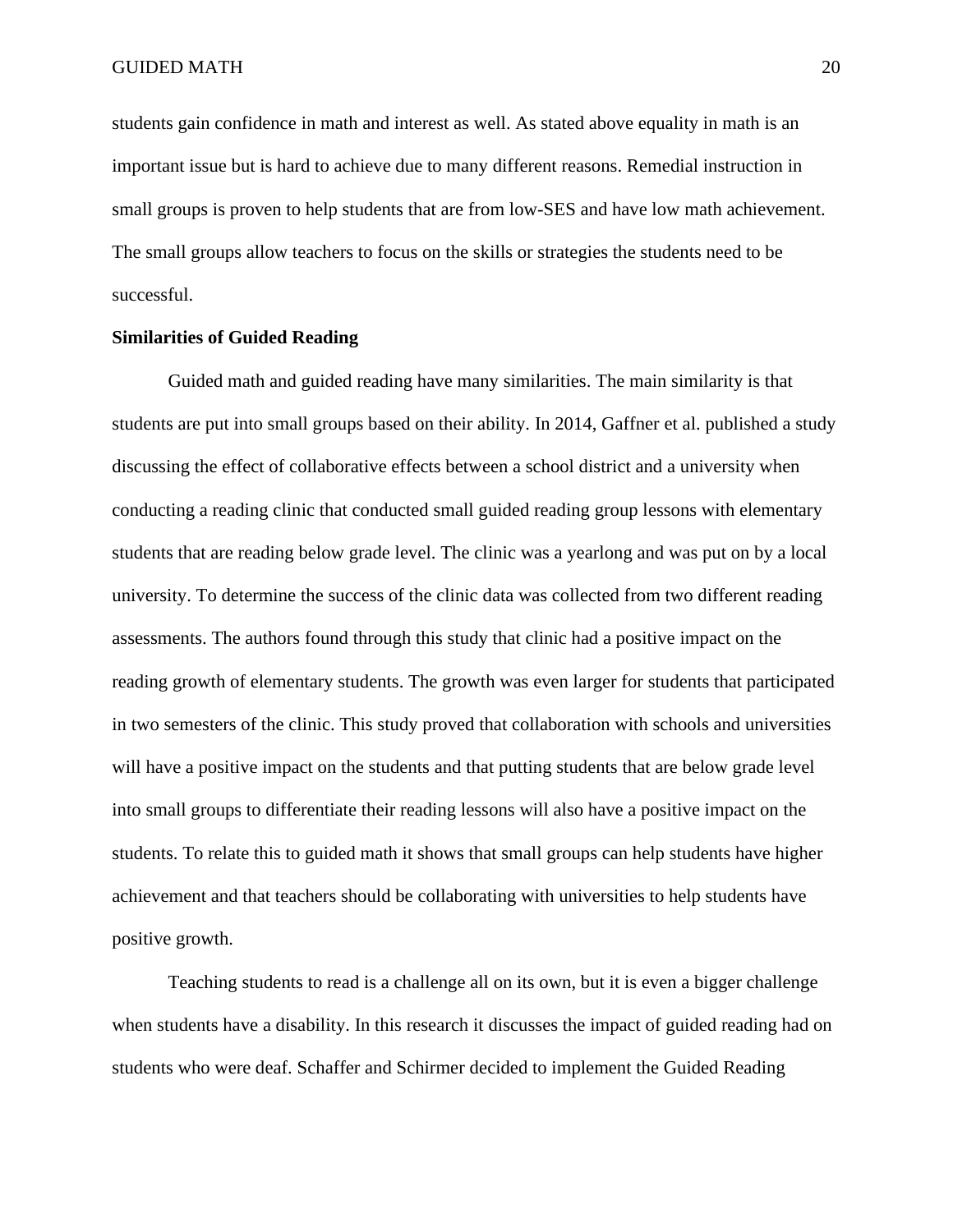students gain confidence in math and interest as well. As stated above equality in math is an important issue but is hard to achieve due to many different reasons. Remedial instruction in small groups is proven to help students that are from low-SES and have low math achievement. The small groups allow teachers to focus on the skills or strategies the students need to be successful.

**Similarities of Guided Reading**

Guided math and guided reading have many similarities. The main similarity is that students are put into small groups based on their ability. In 2014, Gaffner et al. published a study discussing the effect of collaborative effects between a school district and a university when conducting a reading clinic that conducted small guided reading group lessons with elementary students that are reading below grade level. The clinic was a yearlong and was put on by a local university. To determine the success of the clinic data was collected from two different reading assessments. The authors found through this study that clinic had a positive impact on the reading growth of elementary students. The growth was even larger for students that participated in two semesters of the clinic. This study proved that collaboration with schools and universities will have a positive impact on the students and that putting students that are below grade level into small groups to differentiate their reading lessons will also have a positive impact on the students. To relate this to guided math it shows that small groups can help students have higher achievement and that teachers should be collaborating with universities to help students have positive growth.

Teaching students to read is a challenge all on its own, but it is even a bigger challenge when students have a disability. In this research it discusses the impact of guided reading had on students who were deaf. Schaffer and Schirmer decided to implement the Guided Reading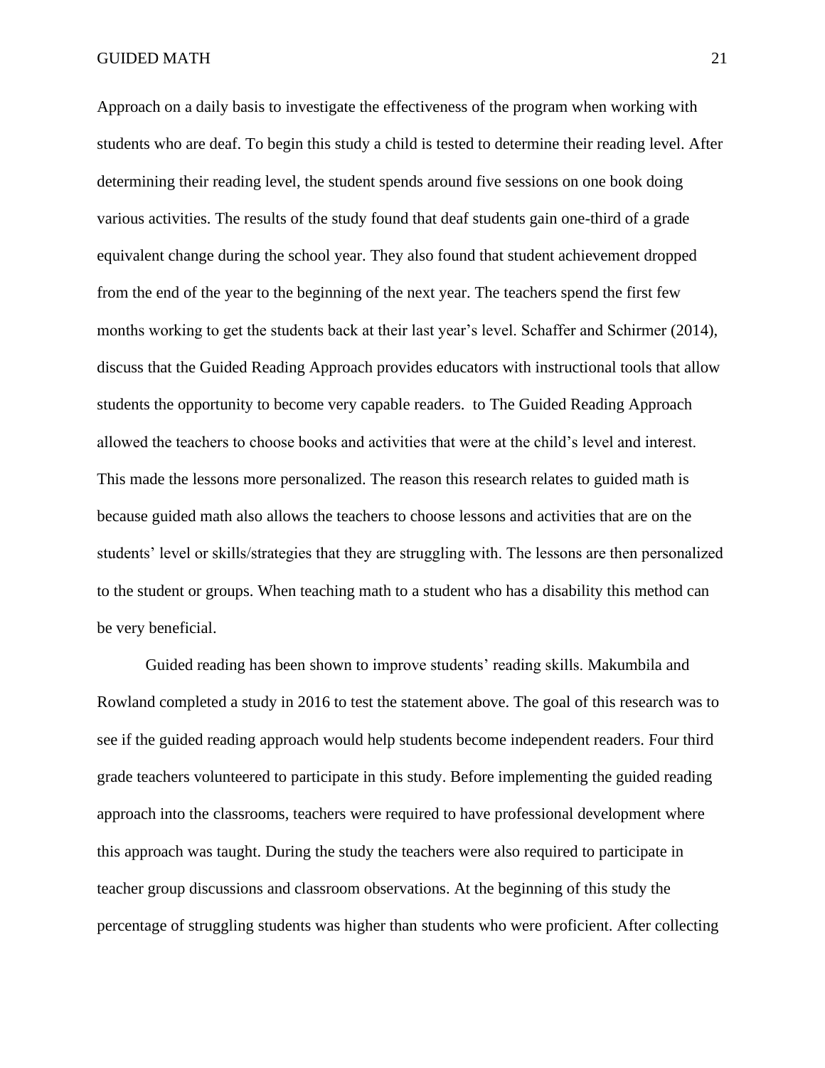Approach on a daily basis to investigate the effectiveness of the program when working with students who are deaf. To begin this study a child is tested to determine their reading level. After determining their reading level, the student spends around five sessions on one book doing various activities. The results of the study found that deaf students gain one-third of a grade equivalent change during the school year. They also found that student achievement dropped from the end of the year to the beginning of the next year. The teachers spend the first few months working to get the students back at their last year's level. Schaffer and Schirmer (2014), discuss that the Guided Reading Approach provides educators with instructional tools that allow students the opportunity to become very capable readers.  to The Guided Reading Approach allowed the teachers to choose books and activities that were at the child's level and interest. This made the lessons more personalized. The reason this research relates to guided math is because guided math also allows the teachers to choose lessons and activities that are on the students' level or skills/strategies that they are struggling with. The lessons are then personalized to the student or groups. When teaching math to a student who has a disability this method can be very beneficial.

Guided reading has been shown to improve students' reading skills. Makumbila and Rowland completed a study in 2016 to test the statement above. The goal of this research was to see if the guided reading approach would help students become independent readers. Four third grade teachers volunteered to participate in this study. Before implementing the guided reading approach into the classrooms, teachers were required to have professional development where this approach was taught. During the study the teachers were also required to participate in teacher group discussions and classroom observations. At the beginning of this study the percentage of struggling students was higher than students who were proficient. After collecting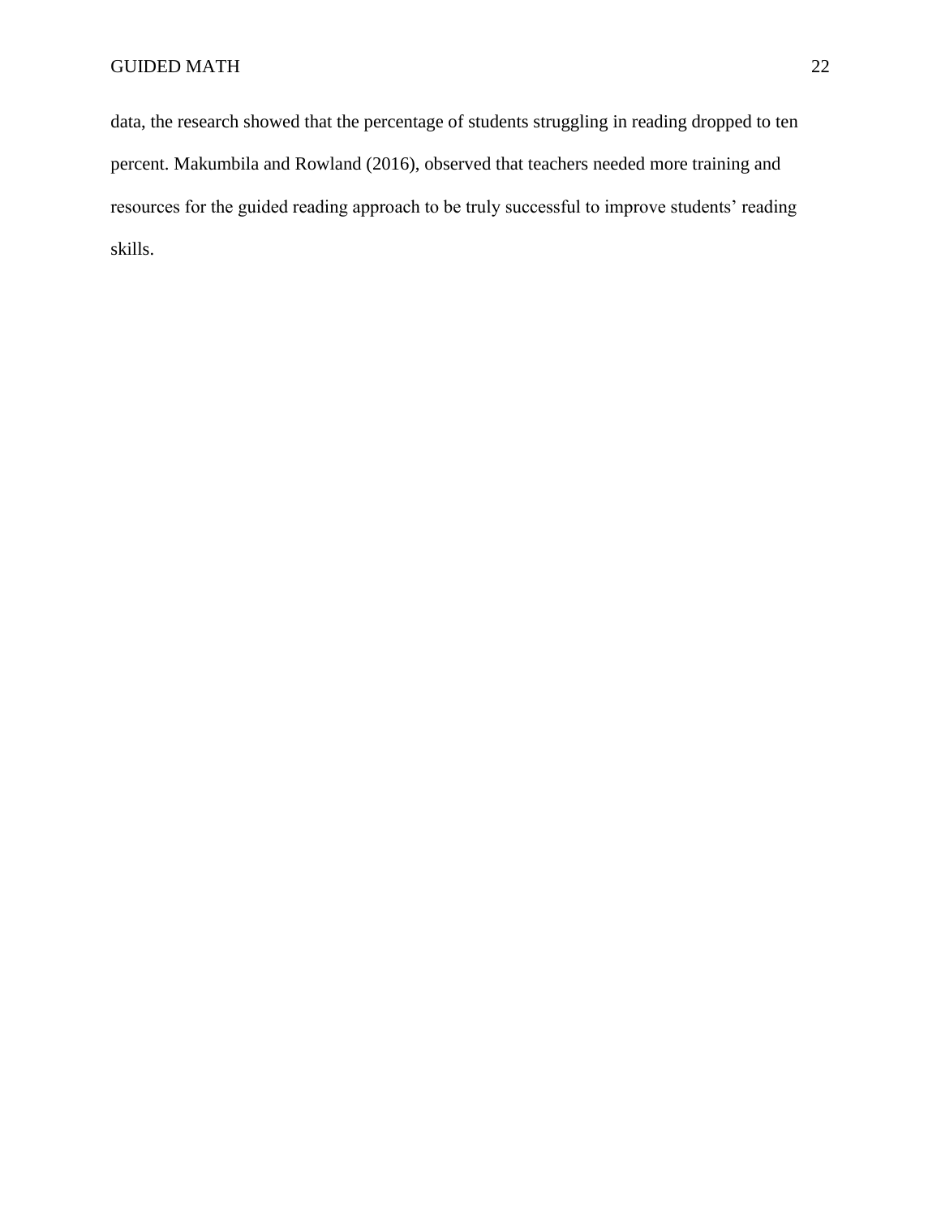data, the research showed that the percentage of students struggling in reading dropped to ten percent. Makumbila and Rowland (2016), observed that teachers needed more training and resources for the guided reading approach to be truly successful to improve students' reading skills.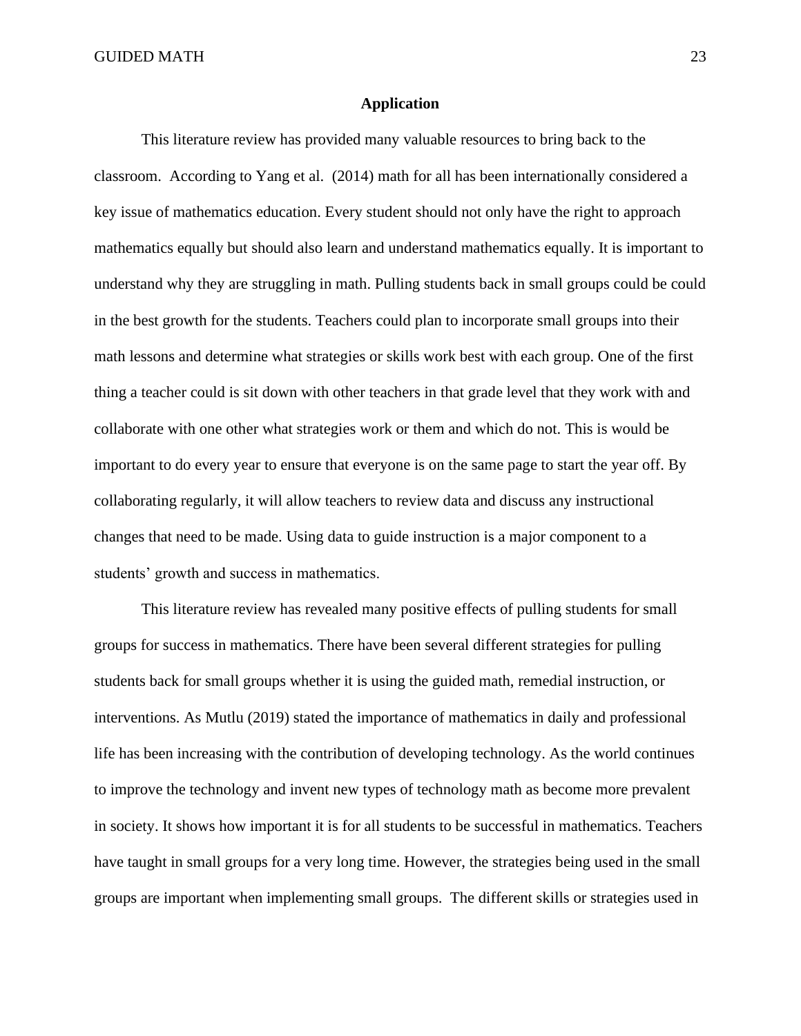## Application

This literature review has provided many valuable resources to bring back to the classroom. According to Yang et al. (2014) math for all has been internationally considered a key issue of mathematics education. Every student should not only have the right to approach mathematics equally but should also learn and understand mathematics equally. It is important to understand why they are struggling in math. Pulling students back in small groups could be could in the best growth for the students. Teachers could plan to incorporate small groups into their math lessons and determine what strategies or skills work best with each group. One of the first thing a teacher could is sit down with other teachers in that grade level that they work with and collaborate with one other what strategies work or them and which do not. This is would be important to do every year to ensure that everyone is on the same page to start the year off. By collaborating regularly, it will allow teachers to review data and discuss any instructional changes that need to be made. Using data to guide instruction is a major component to a students' growth and success in mathematics.

This literature review has revealed many positive effects of pulling students for small groups for success in mathematics. There have been several different strategies for pulling students back for small groups whether it is using the guided math, remedial instruction, or interventions. As Mutlu (2019) stated the importance of mathematics in daily and professional life has been increasing with the contribution of developing technology. As the world continues to improve the technology and invent new types of technology math as become more prevalent in society. It shows how important it is for all students to be successful in mathematics. Teachers have taught in small groups for a very long time. However, the strategies being used in the small groups are important when implementing small groups. The different skills or strategies used in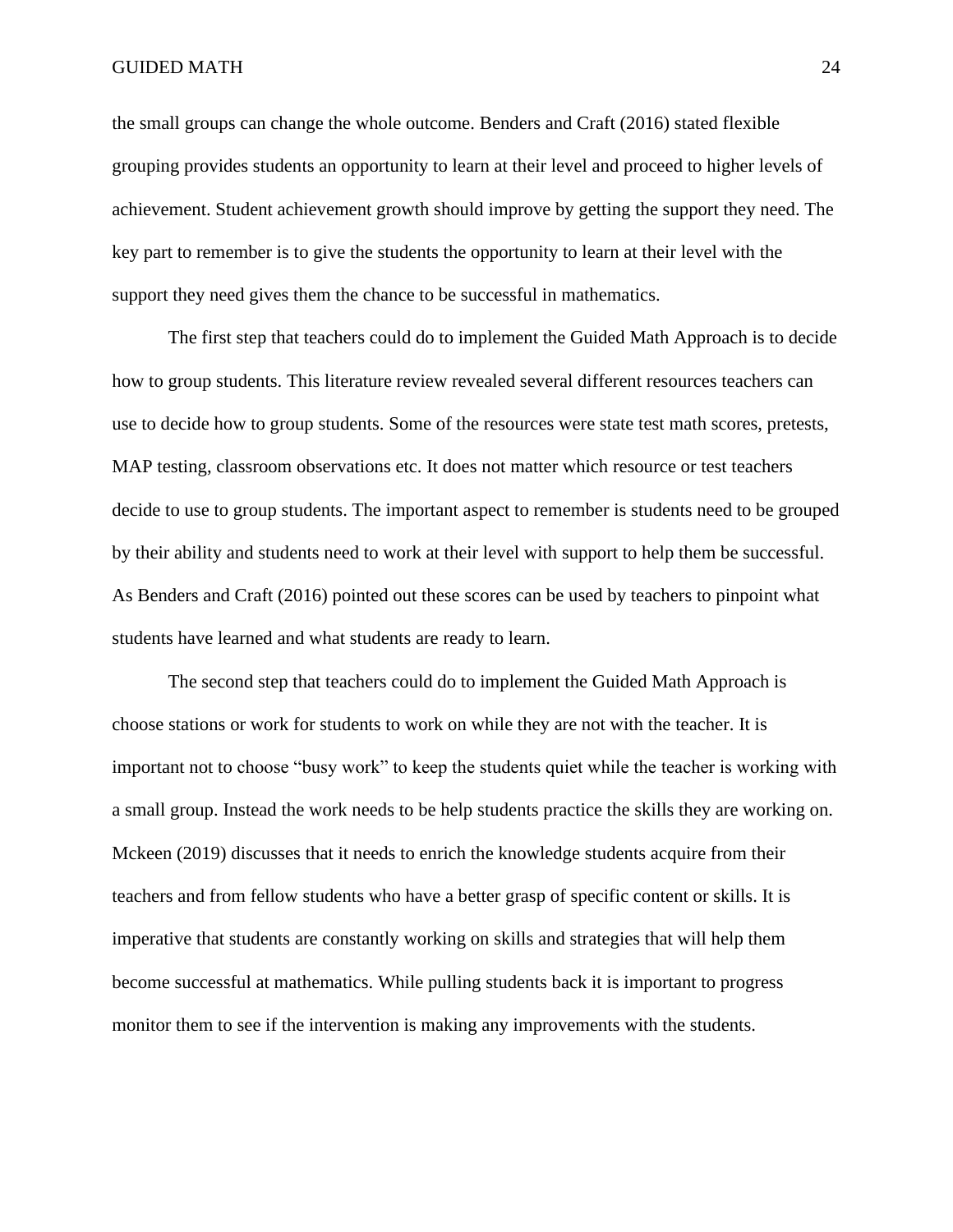the small groups can change the whole outcome. Benders and Craft (2016) stated flexible grouping provides students an opportunity to learn at their level and proceed to higher levels of achievement. Student achievement growth should improve by getting the support they need. The key part to remember is to give the students the opportunity to learn at their level with the support they need gives them the chance to be successful in mathematics.

The first step that teachers could do to implement the Guided Math Approach is to decide how to group students. This literature review revealed several different resources teachers can use to decide how to group students. Some of the resources were state test math scores, pretests, MAP testing, classroom observations etc. It does not matter which resource or test teachers decide to use to group students. The important aspect to remember is students need to be grouped by their ability and students need to work at their level with support to help them be successful. As Benders and Craft (2016) pointed out these scores can be used by teachers to pinpoint what students have learned and what students are ready to learn.

The second step that teachers could do to implement the Guided Math Approach is choose stations or work for students to work on while they are not with the teacher. It is important not to choose "busy work" to keep the students quiet while the teacher is working with a small group. Instead the work needs to be help students practice the skills they are working on. Mckeen (2019) discusses that it needs to enrich the knowledge students acquire from their teachers and from fellow students who have a better grasp of specific content or skills. It is imperative that students are constantly working on skills and strategies that will help them become successful at mathematics. While pulling students back it is important to progress monitor them to see if the intervention is making any improvements with the students.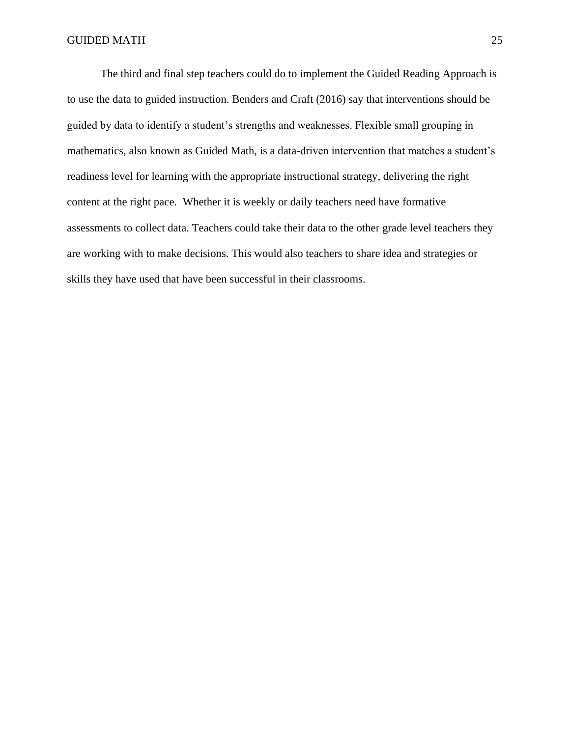The third and final step teachers could do to implement the Guided Reading Approach is to use the data to guided instruction. Benders and Craft (2016) say that interventions should be guided by data to identify a student's strengths and weaknesses. Flexible small grouping in mathematics, also known as Guided Math, is a data-driven intervention that matches a student's readiness level for learning with the appropriate instructional strategy, delivering the right content at the right pace.  Whether it is weekly or daily teachers need have formative assessments to collect data. Teachers could take their data to the other grade level teachers they are working with to make decisions. This would also teachers to share idea and strategies or skills they have used that have been successful in their classrooms.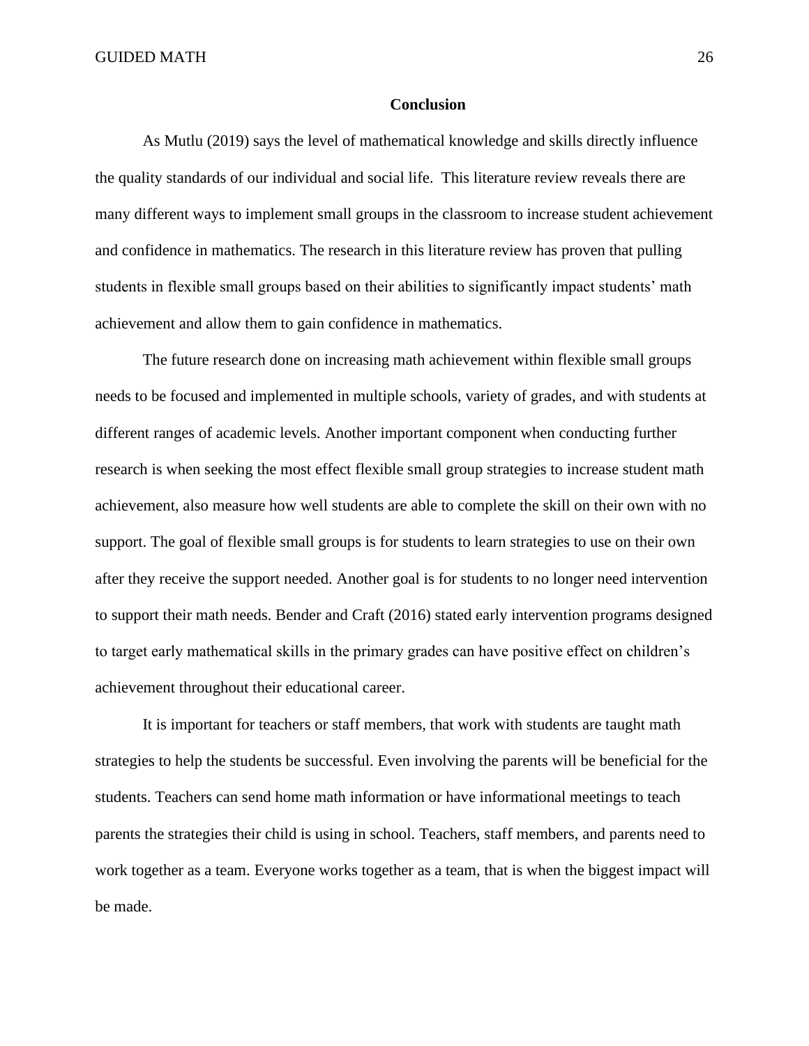## Conclusion

As Mutlu (2019) says the level of mathematical knowledge and skills directly influence the quality standards of our individual and social life. This literature review reveals there are many different ways to implement small groups in the classroom to increase student achievement and confidence in mathematics. The research in this literature review has proven that pulling students in flexible small groups based on their abilities to significantly impact students' math achievement and allow them to gain confidence in mathematics.

The future research done on increasing math achievement within flexible small groups needs to be focused and implemented in multiple schools, variety of grades, and with students at different ranges of academic levels. Another important component when conducting further research is when seeking the most effect flexible small group strategies to increase student math achievement, also measure how well students are able to complete the skill on their own with no support. The goal of flexible small groups is for students to learn strategies to use on their own after they receive the support needed. Another goal is for students to no longer need intervention to support their math needs. Bender and Craft (2016) stated early intervention programs designed to target early mathematical skills in the primary grades can have positive effect on children's achievement throughout their educational career.

It is important for teachers or staff members, that work with students are taught math strategies to help the students be successful. Even involving the parents will be beneficial for the students. Teachers can send home math information or have informational meetings to teach parents the strategies their child is using in school. Teachers, staff members, and parents need to work together as a team. Everyone works together as a team, that is when the biggest impact will be made.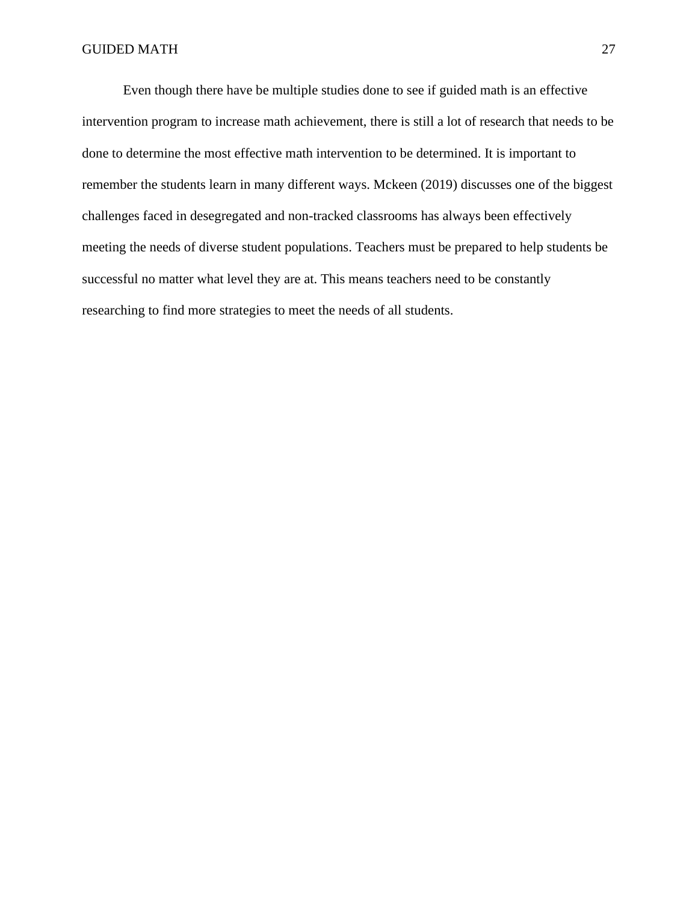Even though there have be multiple studies done to see if guided math is an effective intervention program to increase math achievement, there is still a lot of research that needs to be done to determine the most effective math intervention to be determined. It is important to remember the students learn in many different ways. Mckeen (2019) discusses one of the biggest challenges faced in desegregated and non-tracked classrooms has always been effectively meeting the needs of diverse student populations. Teachers must be prepared to help students be successful no matter what level they are at. This means teachers need to be constantly researching to find more strategies to meet the needs of all students.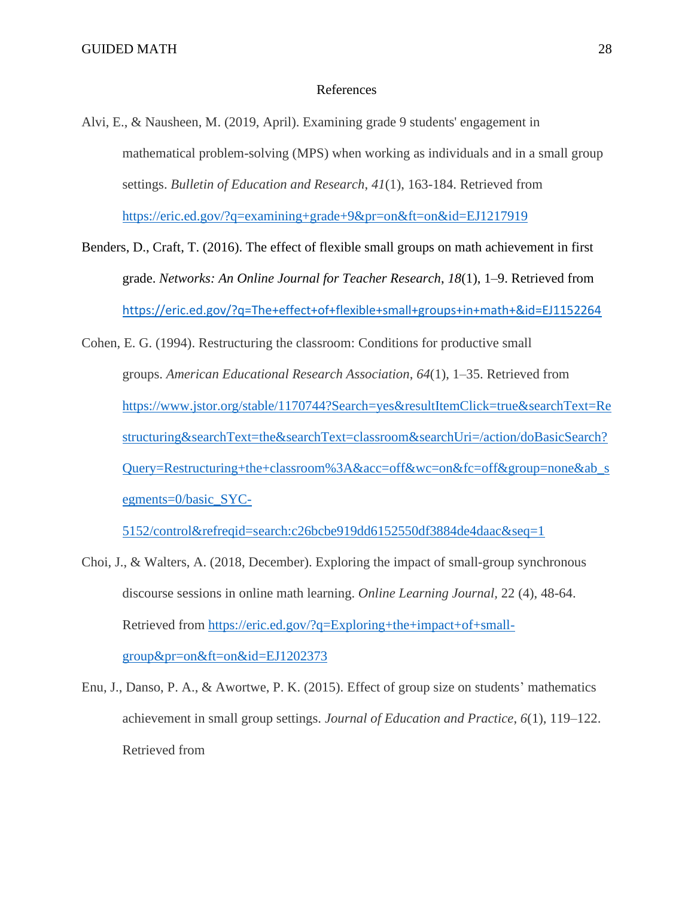# References

Alvi, E., & Nausheen, M. (2019, April). Examining grade 9 students' engagement in mathematical problem-solving (MPS) when working as individuals and in a small group settings. *Bulletin of Education and Research*, *41*(1), 163-184. Retrieved from https://eric.ed.gov/?q=examining+grade+9&pr=on&ft=on&id=EJ1217919

Benders, D., Craft, T. (2016). The effect of flexible small groups on math achievement in first grade. *Networks: An Online Journal for Teacher Research*, *18*(1), 1–9. Retrieved from https://eric.ed.gov/?q=The+effect+of+flexible+small+groups+in+math+&id=EJ1152264

Cohen, E. G. (1994). Restructuring the classroom: Conditions for productive small groups. *American Educational Research Association*, *64*(1), 1–35. Retrieved from https://www.jstor.org/stable/1170744?Search=yes&resultItemClick=true&searchText=Restructuring&searchText=the&searchText=classroom&searchUri=/action/doBasicSearch?Query=Restructuring+the+classroom%3A&acc=off&wc=on&fc=off&group=none&ab_segments=0/basic_SYC-5152/control&refreqid=search:c26bcbe919dd6152550df3884de4daac&seq=1

Choi, J., & Walters, A. (2018, December). Exploring the impact of small-group synchronous discourse sessions in online math learning. *Online Learning Journal*, 22 (4), 48-64. Retrieved from https://eric.ed.gov/?q=Exploring+the+impact+of+small-group&pr=on&ft=on&id=EJ1202373

Enu, J., Danso, P. A., & Awortwe, P. K. (2015). Effect of group size on students' mathematics achievement in small group settings. *Journal of Education and Practice*, *6*(1), 119–122. Retrieved from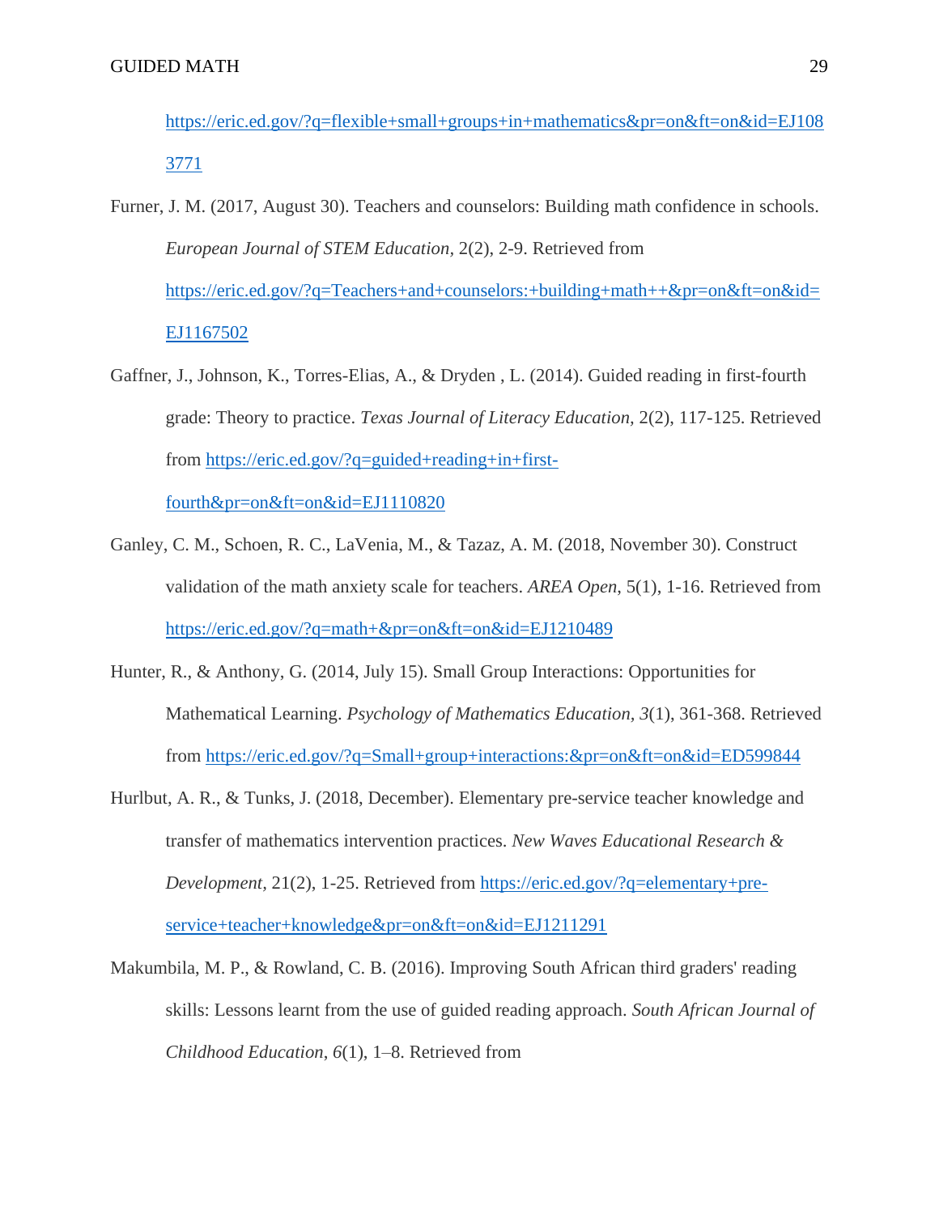https://eric.ed.gov/?q=flexible+small+groups+in+mathematics&pr=on&ft=on&id=EJ1083771

Furner, J. M. (2017, August 30). Teachers and counselors: Building math confidence in schools. *European Journal of STEM Education*, 2(2), 2-9. Retrieved from https://eric.ed.gov/?q=Teachers+and+counselors:+building+math++&pr=on&ft=on&id=EJ1167502

Gaffner, J., Johnson, K., Torres-Elias, A., & Dryden , L. (2014). Guided reading in first-fourth grade: Theory to practice. *Texas Journal of Literacy Education*, 2(2), 117-125. Retrieved from https://eric.ed.gov/?q=guided+reading+in+first-fourth&pr=on&ft=on&id=EJ1110820

Ganley, C. M., Schoen, R. C., LaVenia, M., & Tazaz, A. M. (2018, November 30). Construct validation of the math anxiety scale for teachers. *AREA Open*, 5(1), 1-16. Retrieved from https://eric.ed.gov/?q=math+&pr=on&ft=on&id=EJ1210489

Hunter, R., & Anthony, G. (2014, July 15). Small Group Interactions: Opportunities for Mathematical Learning. *Psychology of Mathematics Education*, *3*(1), 361-368. Retrieved from https://eric.ed.gov/?q=Small+group+interactions:&pr=on&ft=on&id=ED599844

Hurlbut, A. R., & Tunks, J. (2018, December). Elementary pre-service teacher knowledge and transfer of mathematics intervention practices. *New Waves Educational Research & Development*, 21(2), 1-25. Retrieved from https://eric.ed.gov/?q=elementary+pre-service+teacher+knowledge&pr=on&ft=on&id=EJ1211291

Makumbila, M. P., & Rowland, C. B. (2016). Improving South African third graders' reading skills: Lessons learnt from the use of guided reading approach. *South African Journal of Childhood Education*, *6*(1), 1–8. Retrieved from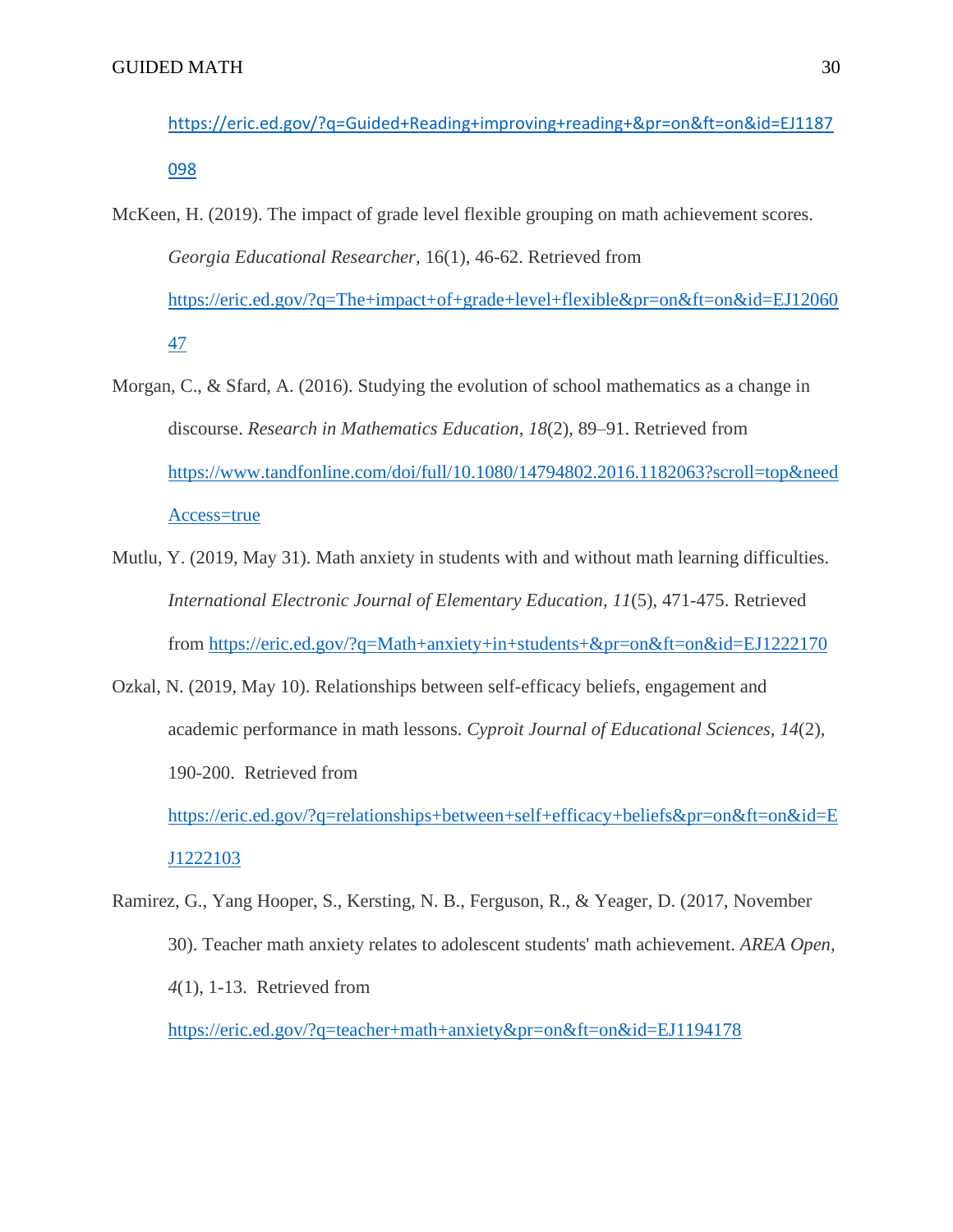https://eric.ed.gov/?q=Guided+Reading+improving+reading+&pr=on&ft=on&id=EJ1187098

McKeen, H. (2019). The impact of grade level flexible grouping on math achievement scores. *Georgia Educational Researcher*, 16(1), 46-62. Retrieved from https://eric.ed.gov/?q=The+impact+of+grade+level+flexible&pr=on&ft=on&id=EJ1206047

Morgan, C., & Sfard, A. (2016). Studying the evolution of school mathematics as a change in discourse. *Research in Mathematics Education*, *18*(2), 89–91. Retrieved from https://www.tandfonline.com/doi/full/10.1080/14794802.2016.1182063?scroll=top&needAccess=true

Mutlu, Y. (2019, May 31). Math anxiety in students with and without math learning difficulties. *International Electronic Journal of Elementary Education*, *11*(5), 471-475. Retrieved from https://eric.ed.gov/?q=Math+anxiety+in+students+&pr=on&ft=on&id=EJ1222170

Ozkal, N. (2019, May 10). Relationships between self-efficacy beliefs, engagement and academic performance in math lessons. *Cyproit Journal of Educational Sciences*, *14*(2), 190-200. Retrieved from https://eric.ed.gov/?q=relationships+between+self+efficacy+beliefs&pr=on&ft=on&id=EJ1222103

Ramirez, G., Yang Hooper, S., Kersting, N. B., Ferguson, R., & Yeager, D. (2017, November 30). Teacher math anxiety relates to adolescent students' math achievement. *AREA Open*, *4*(1), 1-13. Retrieved from https://eric.ed.gov/?q=teacher+math+anxiety&pr=on&ft=on&id=EJ1194178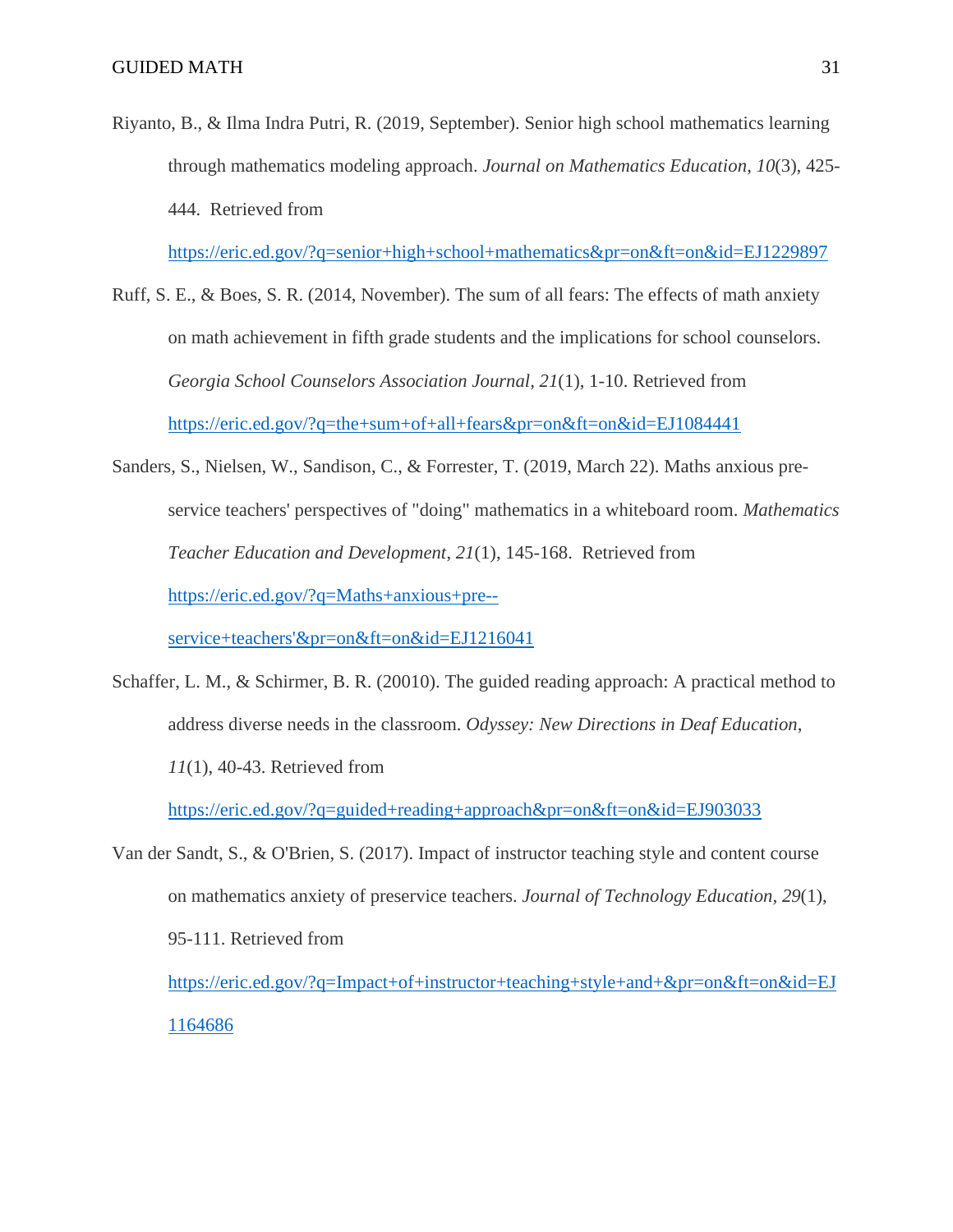Riyanto, B., & Ilma Indra Putri, R. (2019, September). Senior high school mathematics learning through mathematics modeling approach. *Journal on Mathematics Education*, *10*(3), 425-444. Retrieved from https://eric.ed.gov/?q=senior+high+school+mathematics&pr=on&ft=on&id=EJ1229897

Ruff, S. E., & Boes, S. R. (2014, November). The sum of all fears: The effects of math anxiety on math achievement in fifth grade students and the implications for school counselors. *Georgia School Counselors Association Journal*, *21*(1), 1-10. Retrieved from https://eric.ed.gov/?q=the+sum+of+all+fears&pr=on&ft=on&id=EJ1084441

Sanders, S., Nielsen, W., Sandison, C., & Forrester, T. (2019, March 22). Maths anxious pre-service teachers' perspectives of "doing" mathematics in a whiteboard room. *Mathematics Teacher Education and Development*, *21*(1), 145-168. Retrieved from https://eric.ed.gov/?q=Maths+anxious+pre--service+teachers'&pr=on&ft=on&id=EJ1216041

Schaffer, L. M., & Schirmer, B. R. (20010). The guided reading approach: A practical method to address diverse needs in the classroom. *Odyssey: New Directions in Deaf Education*, *11*(1), 40-43. Retrieved from https://eric.ed.gov/?q=guided+reading+approach&pr=on&ft=on&id=EJ903033

Van der Sandt, S., & O'Brien, S. (2017). Impact of instructor teaching style and content course on mathematics anxiety of preservice teachers. *Journal of Technology Education, 29*(1), 95-111. Retrieved from https://eric.ed.gov/?q=Impact+of+instructor+teaching+style+and+&pr=on&ft=on&id=EJ1164686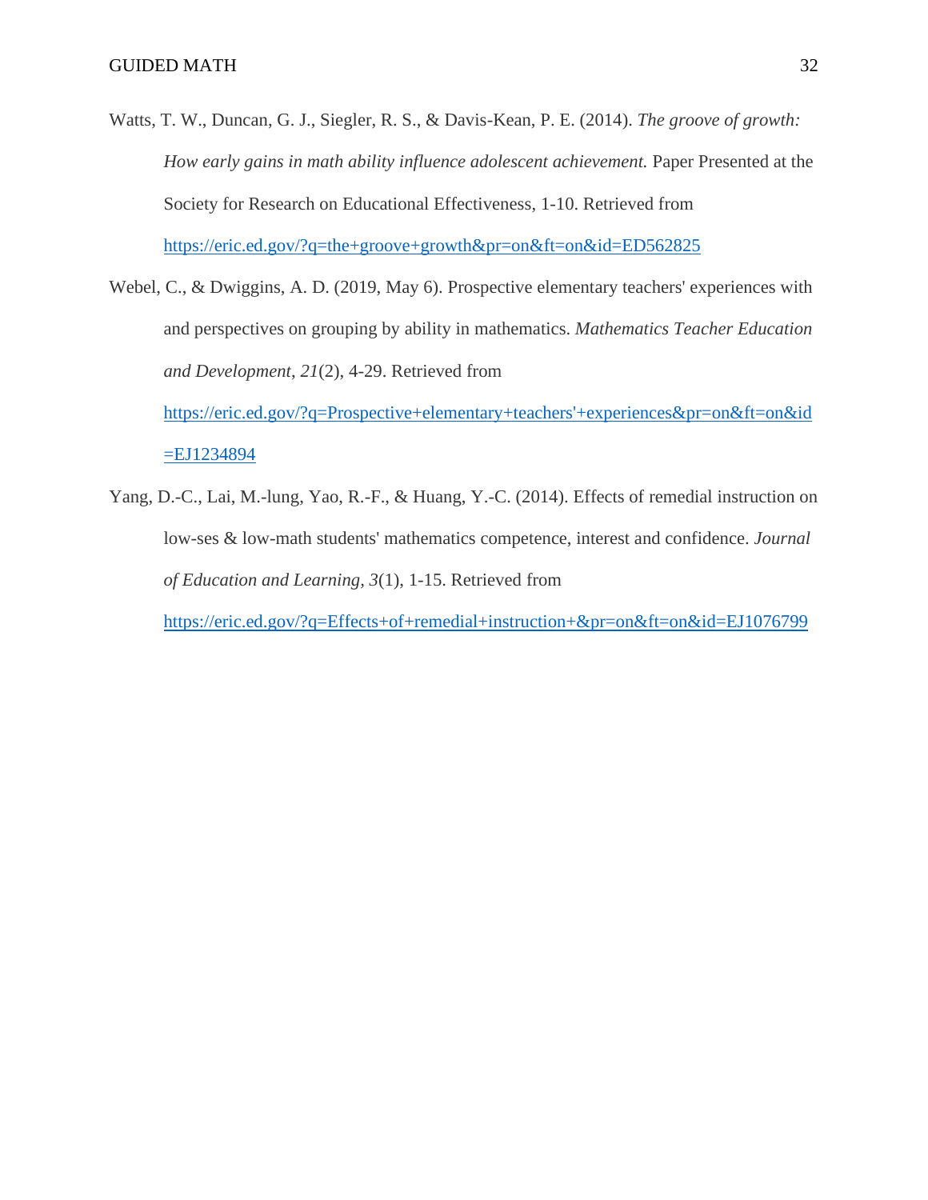Watts, T. W., Duncan, G. J., Siegler, R. S., & Davis-Kean, P. E. (2014). *The groove of growth: How early gains in math ability influence adolescent achievement.* Paper Presented at the Society for Research on Educational Effectiveness, 1-10. Retrieved from https://eric.ed.gov/?q=the+groove+growth&pr=on&ft=on&id=ED562825

Webel, C., & Dwiggins, A. D. (2019, May 6). Prospective elementary teachers' experiences with and perspectives on grouping by ability in mathematics. *Mathematics Teacher Education and Development*, *21*(2), 4-29. Retrieved from https://eric.ed.gov/?q=Prospective+elementary+teachers'+experiences&pr=on&ft=on&id=EJ1234894

Yang, D.-C., Lai, M.-lung, Yao, R.-F., & Huang, Y.-C. (2014). Effects of remedial instruction on low-ses & low-math students' mathematics competence, interest and confidence. *Journal of Education and Learning, 3*(1), 1-15. Retrieved from https://eric.ed.gov/?q=Effects+of+remedial+instruction+&pr=on&ft=on&id=EJ1076799